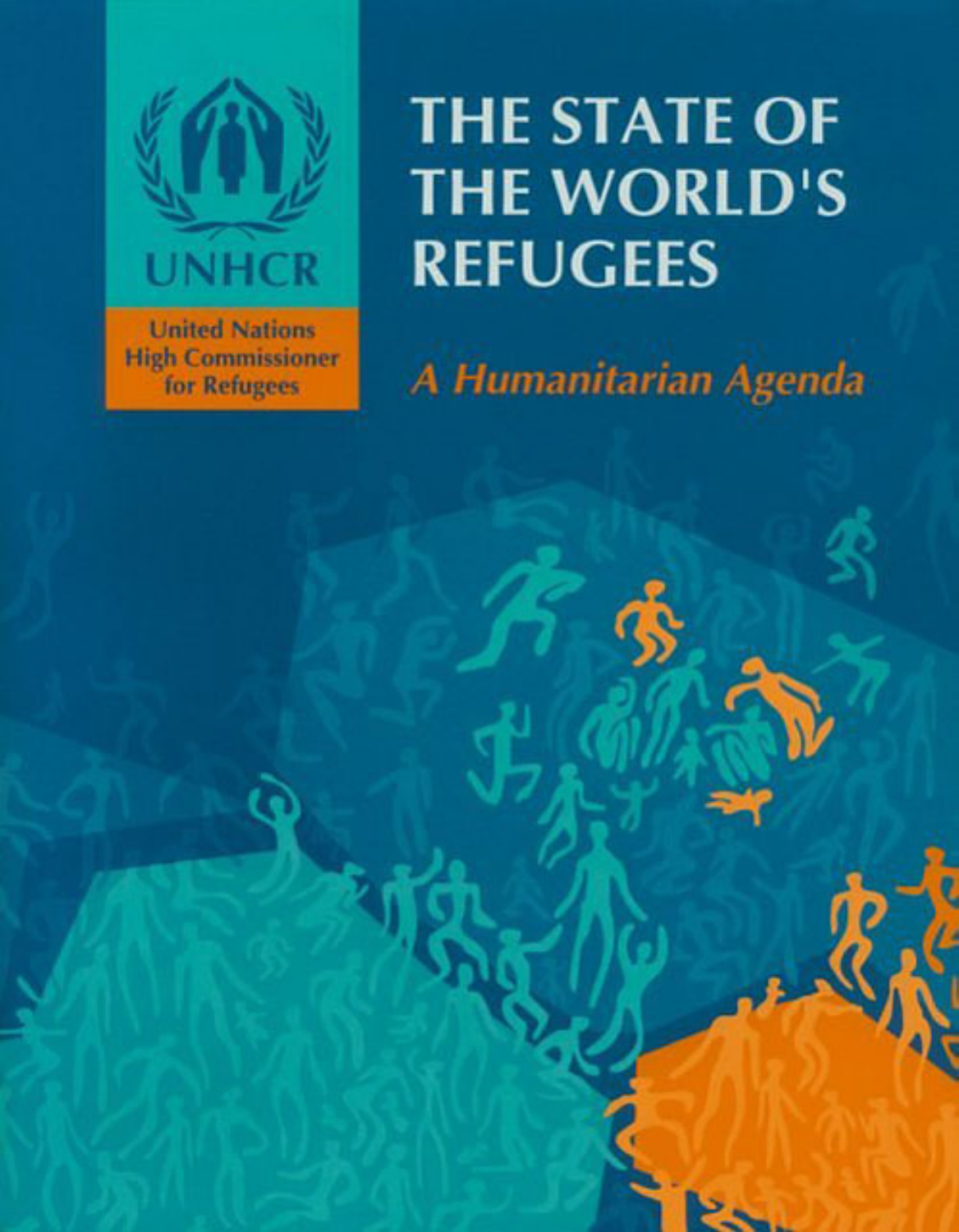UNHCR

United Nations High Commissioner for Refugees

# THE STATE OF THE WORLD'S REFUGEES

## *A Humanitarian Agenda*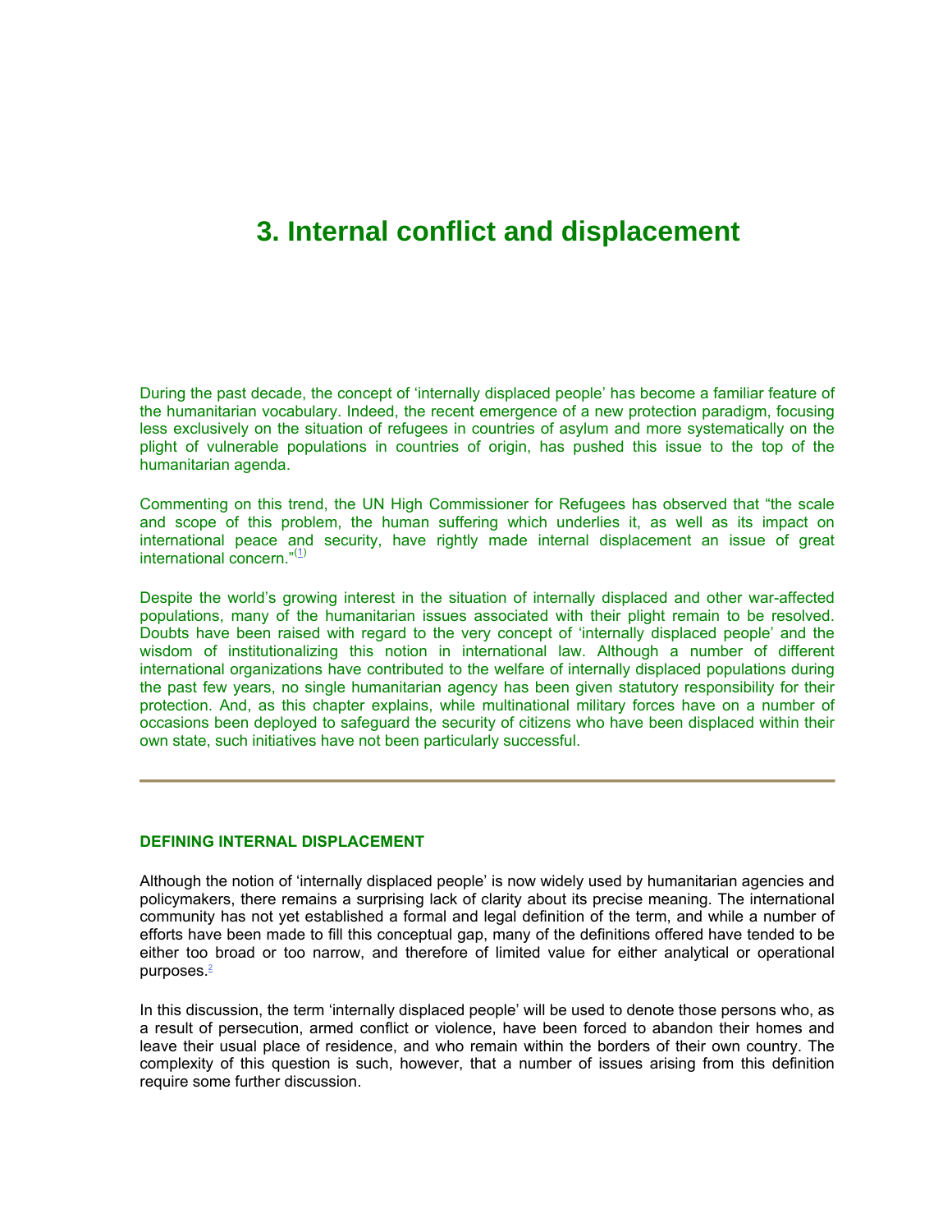# 3. Internal conflict and displacement

During the past decade, the concept of 'internally displaced people' has become a familiar feature of the humanitarian vocabulary. Indeed, the recent emergence of a new protection paradigm, focusing less exclusively on the situation of refugees in countries of asylum and more systematically on the plight of vulnerable populations in countries of origin, has pushed this issue to the top of the humanitarian agenda.

Commenting on this trend, the UN High Commissioner for Refugees has observed that "the scale and scope of this problem, the human suffering which underlies it, as well as its impact on international peace and security, have rightly made internal displacement an issue of great international concern."[(1)]

Despite the world's growing interest in the situation of internally displaced and other war-affected populations, many of the humanitarian issues associated with their plight remain to be resolved. Doubts have been raised with regard to the very concept of 'internally displaced people' and the wisdom of institutionalizing this notion in international law. Although a number of different international organizations have contributed to the welfare of internally displaced populations during the past few years, no single humanitarian agency has been given statutory responsibility for their protection. And, as this chapter explains, while multinational military forces have on a number of occasions been deployed to safeguard the security of citizens who have been displaced within their own state, such initiatives have not been particularly successful.

---

### DEFINING INTERNAL DISPLACEMENT

Although the notion of 'internally displaced people' is now widely used by humanitarian agencies and policymakers, there remains a surprising lack of clarity about its precise meaning. The international community has not yet established a formal and legal definition of the term, and while a number of efforts have been made to fill this conceptual gap, many of the definitions offered have tended to be either too broad or too narrow, and therefore of limited value for either analytical or operational purposes.[2]

In this discussion, the term 'internally displaced people' will be used to denote those persons who, as a result of persecution, armed conflict or violence, have been forced to abandon their homes and leave their usual place of residence, and who remain within the borders of their own country. The complexity of this question is such, however, that a number of issues arising from this definition require some further discussion.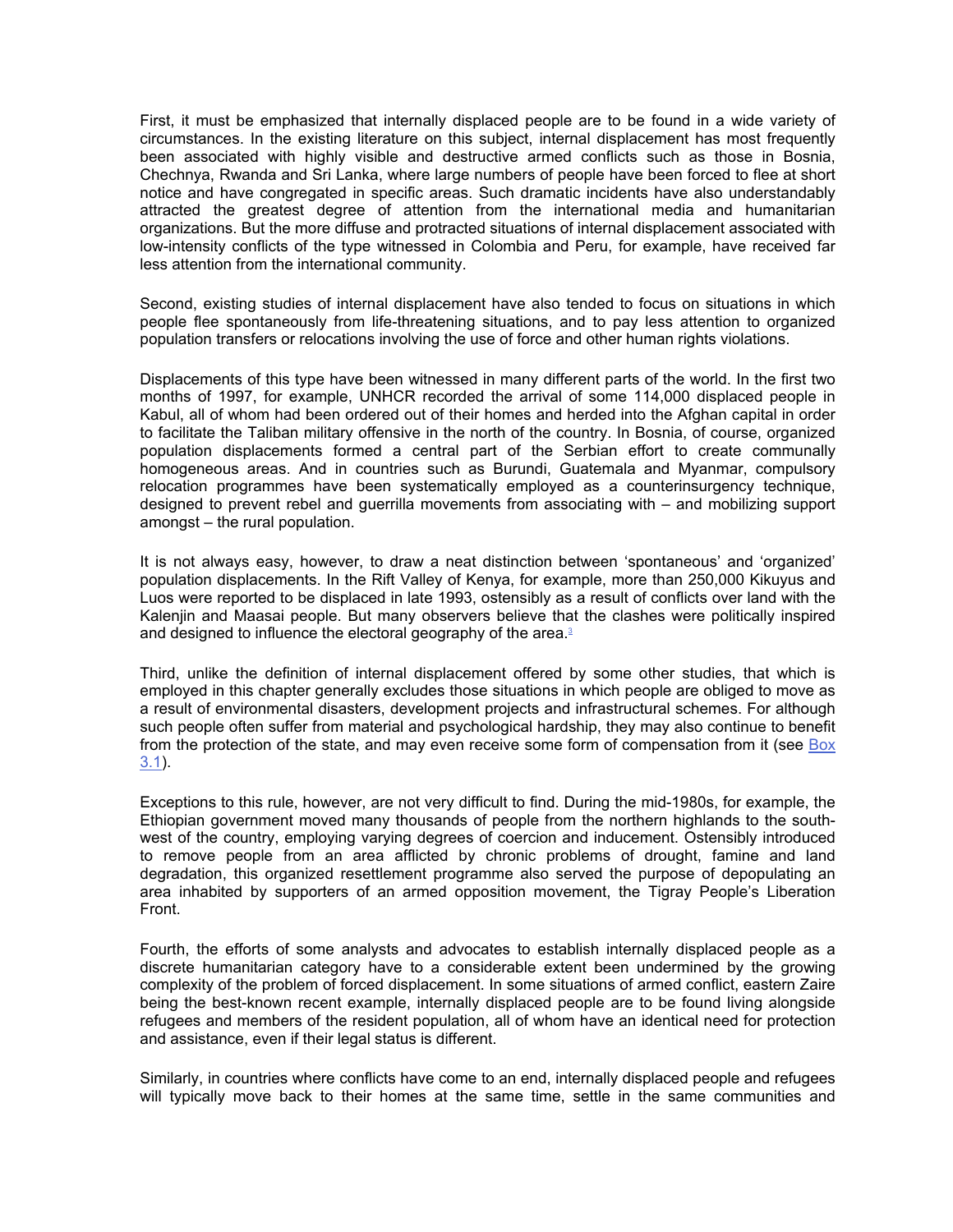First, it must be emphasized that internally displaced people are to be found in a wide variety of circumstances. In the existing literature on this subject, internal displacement has most frequently been associated with highly visible and destructive armed conflicts such as those in Bosnia, Chechnya, Rwanda and Sri Lanka, where large numbers of people have been forced to flee at short notice and have congregated in specific areas. Such dramatic incidents have also understandably attracted the greatest degree of attention from the international media and humanitarian organizations. But the more diffuse and protracted situations of internal displacement associated with low-intensity conflicts of the type witnessed in Colombia and Peru, for example, have received far less attention from the international community.

Second, existing studies of internal displacement have also tended to focus on situations in which people flee spontaneously from life-threatening situations, and to pay less attention to organized population transfers or relocations involving the use of force and other human rights violations.

Displacements of this type have been witnessed in many different parts of the world. In the first two months of 1997, for example, UNHCR recorded the arrival of some 114,000 displaced people in Kabul, all of whom had been ordered out of their homes and herded into the Afghan capital in order to facilitate the Taliban military offensive in the north of the country. In Bosnia, of course, organized population displacements formed a central part of the Serbian effort to create communally homogeneous areas. And in countries such as Burundi, Guatemala and Myanmar, compulsory relocation programmes have been systematically employed as a counterinsurgency technique, designed to prevent rebel and guerrilla movements from associating with – and mobilizing support amongst – the rural population.

It is not always easy, however, to draw a neat distinction between 'spontaneous' and 'organized' population displacements. In the Rift Valley of Kenya, for example, more than 250,000 Kikuyus and Luos were reported to be displaced in late 1993, ostensibly as a result of conflicts over land with the Kalenjin and Maasai people. But many observers believe that the clashes were politically inspired and designed to influence the electoral geography of the area.[3]

Third, unlike the definition of internal displacement offered by some other studies, that which is employed in this chapter generally excludes those situations in which people are obliged to move as a result of environmental disasters, development projects and infrastructural schemes. For although such people often suffer from material and psychological hardship, they may also continue to benefit from the protection of the state, and may even receive some form of compensation from it (see Box 3.1).

Exceptions to this rule, however, are not very difficult to find. During the mid-1980s, for example, the Ethiopian government moved many thousands of people from the northern highlands to the south-west of the country, employing varying degrees of coercion and inducement. Ostensibly introduced to remove people from an area afflicted by chronic problems of drought, famine and land degradation, this organized resettlement programme also served the purpose of depopulating an area inhabited by supporters of an armed opposition movement, the Tigray People's Liberation Front.

Fourth, the efforts of some analysts and advocates to establish internally displaced people as a discrete humanitarian category have to a considerable extent been undermined by the growing complexity of the problem of forced displacement. In some situations of armed conflict, eastern Zaire being the best-known recent example, internally displaced people are to be found living alongside refugees and members of the resident population, all of whom have an identical need for protection and assistance, even if their legal status is different.

Similarly, in countries where conflicts have come to an end, internally displaced people and refugees will typically move back to their homes at the same time, settle in the same communities and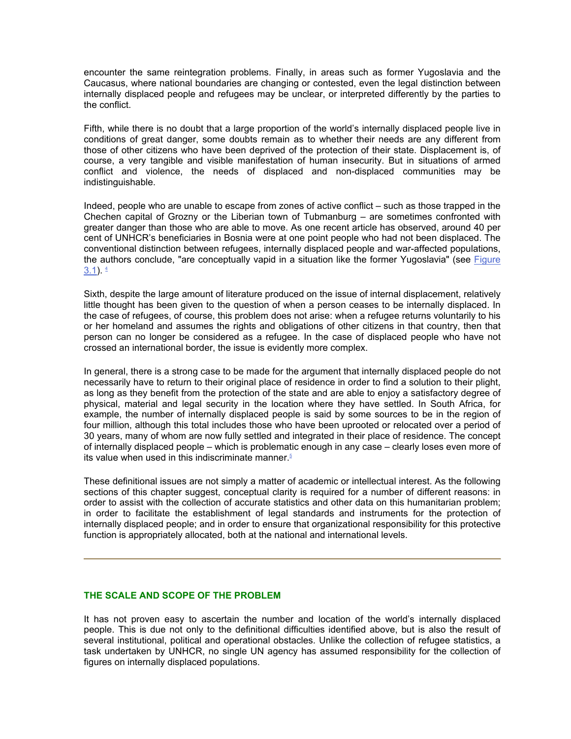encounter the same reintegration problems. Finally, in areas such as former Yugoslavia and the Caucasus, where national boundaries are changing or contested, even the legal distinction between internally displaced people and refugees may be unclear, or interpreted differently by the parties to the conflict.

Fifth, while there is no doubt that a large proportion of the world's internally displaced people live in conditions of great danger, some doubts remain as to whether their needs are any different from those of other citizens who have been deprived of the protection of their state. Displacement is, of course, a very tangible and visible manifestation of human insecurity. But in situations of armed conflict and violence, the needs of displaced and non-displaced communities may be indistinguishable.

Indeed, people who are unable to escape from zones of active conflict – such as those trapped in the Chechen capital of Grozny or the Liberian town of Tubmanburg – are sometimes confronted with greater danger than those who are able to move. As one recent article has observed, around 40 per cent of UNHCR's beneficiaries in Bosnia were at one point people who had not been displaced. The conventional distinction between refugees, internally displaced people and war-affected populations, the authors conclude, "are conceptually vapid in a situation like the former Yugoslavia" (see Figure 3.1). [4]

Sixth, despite the large amount of literature produced on the issue of internal displacement, relatively little thought has been given to the question of when a person ceases to be internally displaced. In the case of refugees, of course, this problem does not arise: when a refugee returns voluntarily to his or her homeland and assumes the rights and obligations of other citizens in that country, then that person can no longer be considered as a refugee. In the case of displaced people who have not crossed an international border, the issue is evidently more complex.

In general, there is a strong case to be made for the argument that internally displaced people do not necessarily have to return to their original place of residence in order to find a solution to their plight, as long as they benefit from the protection of the state and are able to enjoy a satisfactory degree of physical, material and legal security in the location where they have settled. In South Africa, for example, the number of internally displaced people is said by some sources to be in the region of four million, although this total includes those who have been uprooted or relocated over a period of 30 years, many of whom are now fully settled and integrated in their place of residence. The concept of internally displaced people – which is problematic enough in any case – clearly loses even more of its value when used in this indiscriminate manner.[5]

These definitional issues are not simply a matter of academic or intellectual interest. As the following sections of this chapter suggest, conceptual clarity is required for a number of different reasons: in order to assist with the collection of accurate statistics and other data on this humanitarian problem; in order to facilitate the establishment of legal standards and instruments for the protection of internally displaced people; and in order to ensure that organizational responsibility for this protective function is appropriately allocated, both at the national and international levels.

---

## THE SCALE AND SCOPE OF THE PROBLEM

It has not proven easy to ascertain the number and location of the world's internally displaced people. This is due not only to the definitional difficulties identified above, but is also the result of several institutional, political and operational obstacles. Unlike the collection of refugee statistics, a task undertaken by UNHCR, no single UN agency has assumed responsibility for the collection of figures on internally displaced populations.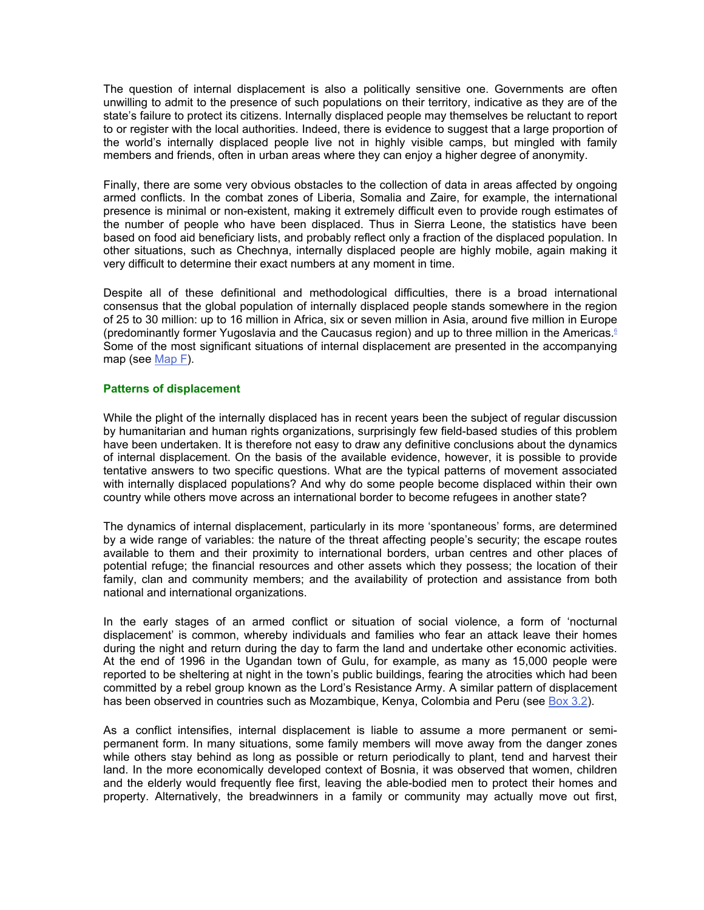The question of internal displacement is also a politically sensitive one. Governments are often unwilling to admit to the presence of such populations on their territory, indicative as they are of the state's failure to protect its citizens. Internally displaced people may themselves be reluctant to report to or register with the local authorities. Indeed, there is evidence to suggest that a large proportion of the world's internally displaced people live not in highly visible camps, but mingled with family members and friends, often in urban areas where they can enjoy a higher degree of anonymity.

Finally, there are some very obvious obstacles to the collection of data in areas affected by ongoing armed conflicts. In the combat zones of Liberia, Somalia and Zaire, for example, the international presence is minimal or non-existent, making it extremely difficult even to provide rough estimates of the number of people who have been displaced. Thus in Sierra Leone, the statistics have been based on food aid beneficiary lists, and probably reflect only a fraction of the displaced population. In other situations, such as Chechnya, internally displaced people are highly mobile, again making it very difficult to determine their exact numbers at any moment in time.

Despite all of these definitional and methodological difficulties, there is a broad international consensus that the global population of internally displaced people stands somewhere in the region of 25 to 30 million: up to 16 million in Africa, six or seven million in Asia, around five million in Europe (predominantly former Yugoslavia and the Caucasus region) and up to three million in the Americas.[6] Some of the most significant situations of internal displacement are presented in the accompanying map (see Map F).

### Patterns of displacement

While the plight of the internally displaced has in recent years been the subject of regular discussion by humanitarian and human rights organizations, surprisingly few field-based studies of this problem have been undertaken. It is therefore not easy to draw any definitive conclusions about the dynamics of internal displacement. On the basis of the available evidence, however, it is possible to provide tentative answers to two specific questions. What are the typical patterns of movement associated with internally displaced populations? And why do some people become displaced within their own country while others move across an international border to become refugees in another state?

The dynamics of internal displacement, particularly in its more 'spontaneous' forms, are determined by a wide range of variables: the nature of the threat affecting people's security; the escape routes available to them and their proximity to international borders, urban centres and other places of potential refuge; the financial resources and other assets which they possess; the location of their family, clan and community members; and the availability of protection and assistance from both national and international organizations.

In the early stages of an armed conflict or situation of social violence, a form of 'nocturnal displacement' is common, whereby individuals and families who fear an attack leave their homes during the night and return during the day to farm the land and undertake other economic activities. At the end of 1996 in the Ugandan town of Gulu, for example, as many as 15,000 people were reported to be sheltering at night in the town's public buildings, fearing the atrocities which had been committed by a rebel group known as the Lord's Resistance Army. A similar pattern of displacement has been observed in countries such as Mozambique, Kenya, Colombia and Peru (see Box 3.2).

As a conflict intensifies, internal displacement is liable to assume a more permanent or semi-permanent form. In many situations, some family members will move away from the danger zones while others stay behind as long as possible or return periodically to plant, tend and harvest their land. In the more economically developed context of Bosnia, it was observed that women, children and the elderly would frequently flee first, leaving the able-bodied men to protect their homes and property. Alternatively, the breadwinners in a family or community may actually move out first,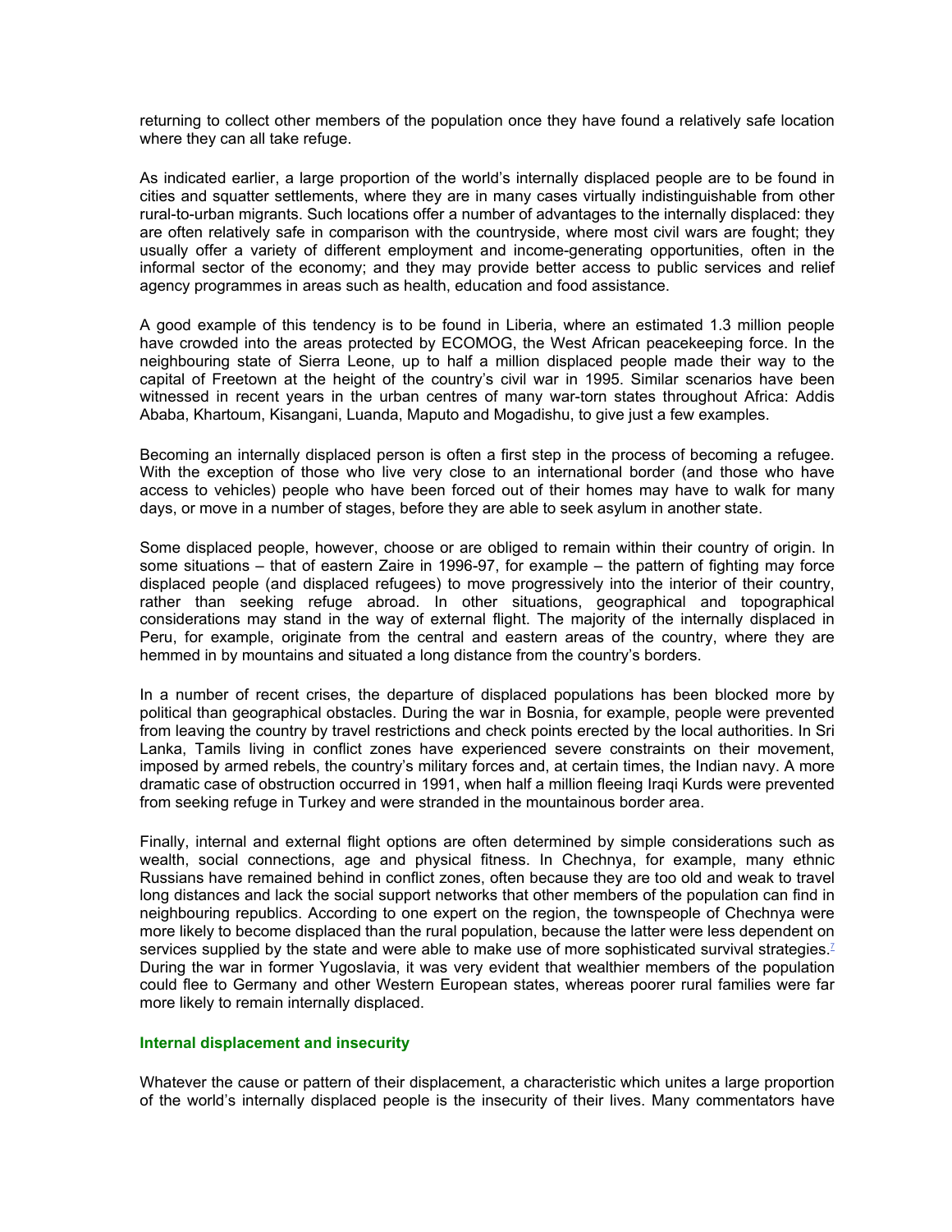returning to collect other members of the population once they have found a relatively safe location where they can all take refuge.

As indicated earlier, a large proportion of the world's internally displaced people are to be found in cities and squatter settlements, where they are in many cases virtually indistinguishable from other rural-to-urban migrants. Such locations offer a number of advantages to the internally displaced: they are often relatively safe in comparison with the countryside, where most civil wars are fought; they usually offer a variety of different employment and income-generating opportunities, often in the informal sector of the economy; and they may provide better access to public services and relief agency programmes in areas such as health, education and food assistance.

A good example of this tendency is to be found in Liberia, where an estimated 1.3 million people have crowded into the areas protected by ECOMOG, the West African peacekeeping force. In the neighbouring state of Sierra Leone, up to half a million displaced people made their way to the capital of Freetown at the height of the country's civil war in 1995. Similar scenarios have been witnessed in recent years in the urban centres of many war-torn states throughout Africa: Addis Ababa, Khartoum, Kisangani, Luanda, Maputo and Mogadishu, to give just a few examples.

Becoming an internally displaced person is often a first step in the process of becoming a refugee. With the exception of those who live very close to an international border (and those who have access to vehicles) people who have been forced out of their homes may have to walk for many days, or move in a number of stages, before they are able to seek asylum in another state.

Some displaced people, however, choose or are obliged to remain within their country of origin. In some situations – that of eastern Zaire in 1996-97, for example – the pattern of fighting may force displaced people (and displaced refugees) to move progressively into the interior of their country, rather than seeking refuge abroad. In other situations, geographical and topographical considerations may stand in the way of external flight. The majority of the internally displaced in Peru, for example, originate from the central and eastern areas of the country, where they are hemmed in by mountains and situated a long distance from the country's borders.

In a number of recent crises, the departure of displaced populations has been blocked more by political than geographical obstacles. During the war in Bosnia, for example, people were prevented from leaving the country by travel restrictions and check points erected by the local authorities. In Sri Lanka, Tamils living in conflict zones have experienced severe constraints on their movement, imposed by armed rebels, the country's military forces and, at certain times, the Indian navy. A more dramatic case of obstruction occurred in 1991, when half a million fleeing Iraqi Kurds were prevented from seeking refuge in Turkey and were stranded in the mountainous border area.

Finally, internal and external flight options are often determined by simple considerations such as wealth, social connections, age and physical fitness. In Chechnya, for example, many ethnic Russians have remained behind in conflict zones, often because they are too old and weak to travel long distances and lack the social support networks that other members of the population can find in neighbouring republics. According to one expert on the region, the townspeople of Chechnya were more likely to become displaced than the rural population, because the latter were less dependent on services supplied by the state and were able to make use of more sophisticated survival strategies.[7] During the war in former Yugoslavia, it was very evident that wealthier members of the population could flee to Germany and other Western European states, whereas poorer rural families were far more likely to remain internally displaced.

### Internal displacement and insecurity

Whatever the cause or pattern of their displacement, a characteristic which unites a large proportion of the world's internally displaced people is the insecurity of their lives. Many commentators have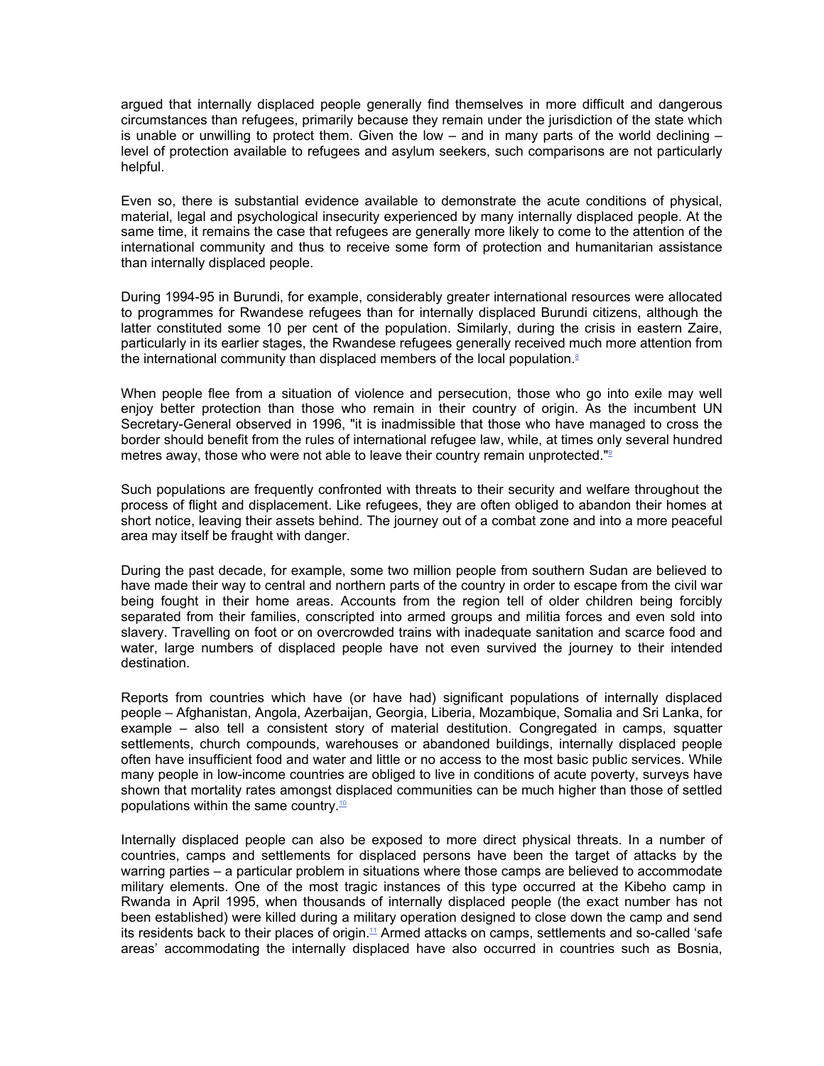argued that internally displaced people generally find themselves in more difficult and dangerous circumstances than refugees, primarily because they remain under the jurisdiction of the state which is unable or unwilling to protect them. Given the low – and in many parts of the world declining – level of protection available to refugees and asylum seekers, such comparisons are not particularly helpful.

Even so, there is substantial evidence available to demonstrate the acute conditions of physical, material, legal and psychological insecurity experienced by many internally displaced people. At the same time, it remains the case that refugees are generally more likely to come to the attention of the international community and thus to receive some form of protection and humanitarian assistance than internally displaced people.

During 1994-95 in Burundi, for example, considerably greater international resources were allocated to programmes for Rwandese refugees than for internally displaced Burundi citizens, although the latter constituted some 10 per cent of the population. Similarly, during the crisis in eastern Zaire, particularly in its earlier stages, the Rwandese refugees generally received much more attention from the international community than displaced members of the local population.[8]

When people flee from a situation of violence and persecution, those who go into exile may well enjoy better protection than those who remain in their country of origin. As the incumbent UN Secretary-General observed in 1996, "it is inadmissible that those who have managed to cross the border should benefit from the rules of international refugee law, while, at times only several hundred metres away, those who were not able to leave their country remain unprotected."[9]

Such populations are frequently confronted with threats to their security and welfare throughout the process of flight and displacement. Like refugees, they are often obliged to abandon their homes at short notice, leaving their assets behind. The journey out of a combat zone and into a more peaceful area may itself be fraught with danger.

During the past decade, for example, some two million people from southern Sudan are believed to have made their way to central and northern parts of the country in order to escape from the civil war being fought in their home areas. Accounts from the region tell of older children being forcibly separated from their families, conscripted into armed groups and militia forces and even sold into slavery. Travelling on foot or on overcrowded trains with inadequate sanitation and scarce food and water, large numbers of displaced people have not even survived the journey to their intended destination.

Reports from countries which have (or have had) significant populations of internally displaced people – Afghanistan, Angola, Azerbaijan, Georgia, Liberia, Mozambique, Somalia and Sri Lanka, for example – also tell a consistent story of material destitution. Congregated in camps, squatter settlements, church compounds, warehouses or abandoned buildings, internally displaced people often have insufficient food and water and little or no access to the most basic public services. While many people in low-income countries are obliged to live in conditions of acute poverty, surveys have shown that mortality rates amongst displaced communities can be much higher than those of settled populations within the same country.[10]

Internally displaced people can also be exposed to more direct physical threats. In a number of countries, camps and settlements for displaced persons have been the target of attacks by the warring parties – a particular problem in situations where those camps are believed to accommodate military elements. One of the most tragic instances of this type occurred at the Kibeho camp in Rwanda in April 1995, when thousands of internally displaced people (the exact number has not been established) were killed during a military operation designed to close down the camp and send its residents back to their places of origin.[11] Armed attacks on camps, settlements and so-called 'safe areas' accommodating the internally displaced have also occurred in countries such as Bosnia,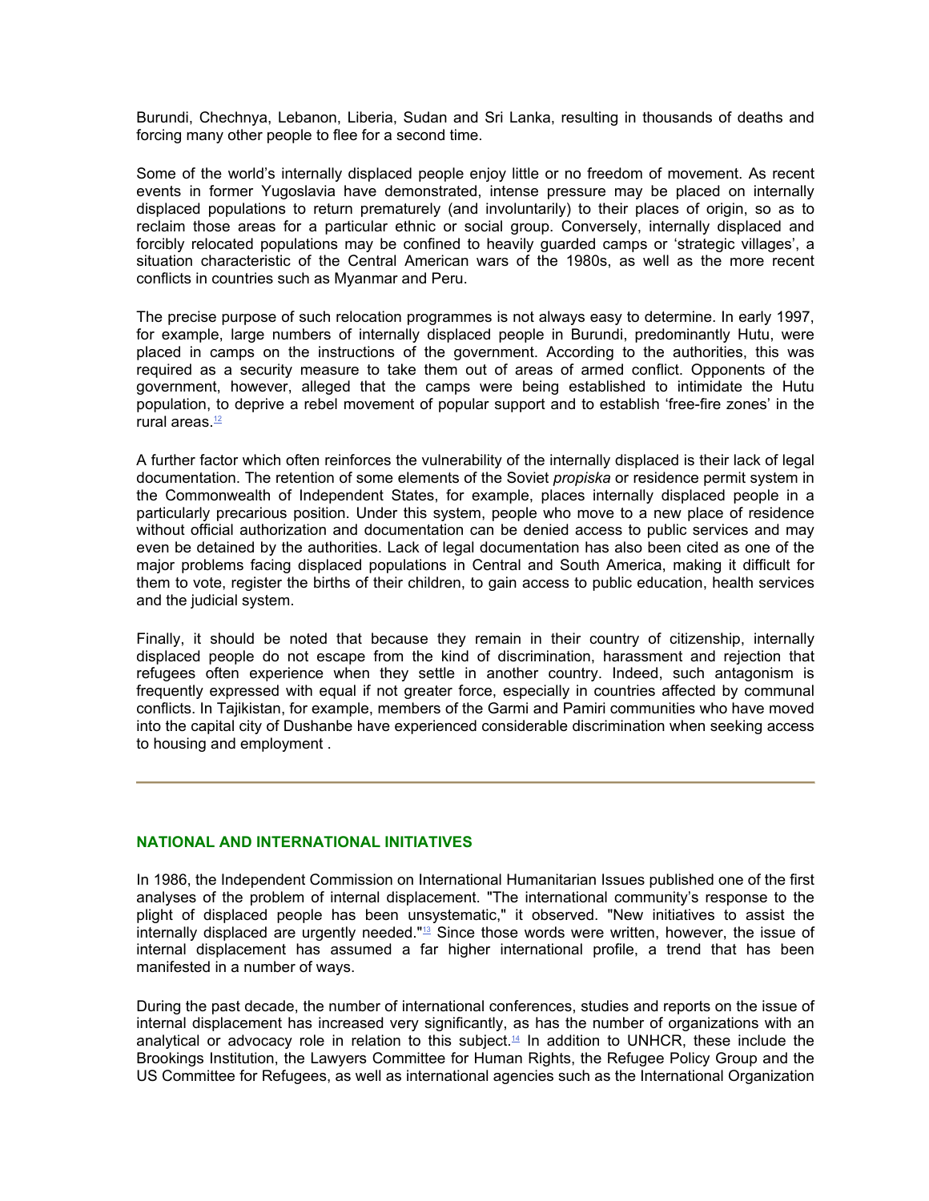Burundi, Chechnya, Lebanon, Liberia, Sudan and Sri Lanka, resulting in thousands of deaths and forcing many other people to flee for a second time.

Some of the world's internally displaced people enjoy little or no freedom of movement. As recent events in former Yugoslavia have demonstrated, intense pressure may be placed on internally displaced populations to return prematurely (and involuntarily) to their places of origin, so as to reclaim those areas for a particular ethnic or social group. Conversely, internally displaced and forcibly relocated populations may be confined to heavily guarded camps or 'strategic villages', a situation characteristic of the Central American wars of the 1980s, as well as the more recent conflicts in countries such as Myanmar and Peru.

The precise purpose of such relocation programmes is not always easy to determine. In early 1997, for example, large numbers of internally displaced people in Burundi, predominantly Hutu, were placed in camps on the instructions of the government. According to the authorities, this was required as a security measure to take them out of areas of armed conflict. Opponents of the government, however, alleged that the camps were being established to intimidate the Hutu population, to deprive a rebel movement of popular support and to establish 'free-fire zones' in the rural areas.[12]

A further factor which often reinforces the vulnerability of the internally displaced is their lack of legal documentation. The retention of some elements of the Soviet *propiska* or residence permit system in the Commonwealth of Independent States, for example, places internally displaced people in a particularly precarious position. Under this system, people who move to a new place of residence without official authorization and documentation can be denied access to public services and may even be detained by the authorities. Lack of legal documentation has also been cited as one of the major problems facing displaced populations in Central and South America, making it difficult for them to vote, register the births of their children, to gain access to public education, health services and the judicial system.

Finally, it should be noted that because they remain in their country of citizenship, internally displaced people do not escape from the kind of discrimination, harassment and rejection that refugees often experience when they settle in another country. Indeed, such antagonism is frequently expressed with equal if not greater force, especially in countries affected by communal conflicts. In Tajikistan, for example, members of the Garmi and Pamiri communities who have moved into the capital city of Dushanbe have experienced considerable discrimination when seeking access to housing and employment .

---

## NATIONAL AND INTERNATIONAL INITIATIVES

In 1986, the Independent Commission on International Humanitarian Issues published one of the first analyses of the problem of internal displacement. "The international community's response to the plight of displaced people has been unsystematic," it observed. "New initiatives to assist the internally displaced are urgently needed."[13] Since those words were written, however, the issue of internal displacement has assumed a far higher international profile, a trend that has been manifested in a number of ways.

During the past decade, the number of international conferences, studies and reports on the issue of internal displacement has increased very significantly, as has the number of organizations with an analytical or advocacy role in relation to this subject.[14] In addition to UNHCR, these include the Brookings Institution, the Lawyers Committee for Human Rights, the Refugee Policy Group and the US Committee for Refugees, as well as international agencies such as the International Organization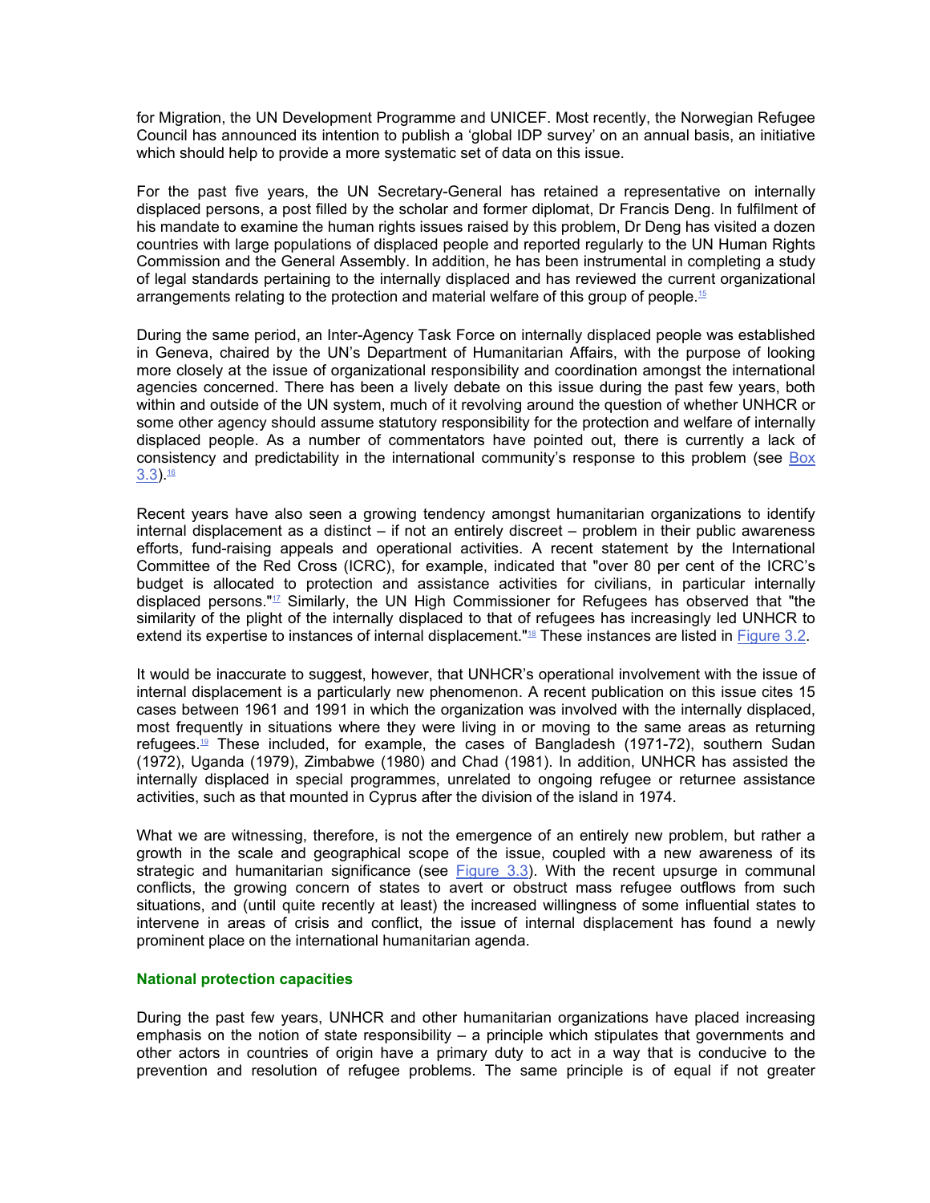for Migration, the UN Development Programme and UNICEF. Most recently, the Norwegian Refugee Council has announced its intention to publish a 'global IDP survey' on an annual basis, an initiative which should help to provide a more systematic set of data on this issue.

For the past five years, the UN Secretary-General has retained a representative on internally displaced persons, a post filled by the scholar and former diplomat, Dr Francis Deng. In fulfilment of his mandate to examine the human rights issues raised by this problem, Dr Deng has visited a dozen countries with large populations of displaced people and reported regularly to the UN Human Rights Commission and the General Assembly. In addition, he has been instrumental in completing a study of legal standards pertaining to the internally displaced and has reviewed the current organizational arrangements relating to the protection and material welfare of this group of people.[15]

During the same period, an Inter-Agency Task Force on internally displaced people was established in Geneva, chaired by the UN's Department of Humanitarian Affairs, with the purpose of looking more closely at the issue of organizational responsibility and coordination amongst the international agencies concerned. There has been a lively debate on this issue during the past few years, both within and outside of the UN system, much of it revolving around the question of whether UNHCR or some other agency should assume statutory responsibility for the protection and welfare of internally displaced people. As a number of commentators have pointed out, there is currently a lack of consistency and predictability in the international community's response to this problem (see Box 3.3).[16]

Recent years have also seen a growing tendency amongst humanitarian organizations to identify internal displacement as a distinct – if not an entirely discreet – problem in their public awareness efforts, fund-raising appeals and operational activities. A recent statement by the International Committee of the Red Cross (ICRC), for example, indicated that "over 80 per cent of the ICRC's budget is allocated to protection and assistance activities for civilians, in particular internally displaced persons."[17] Similarly, the UN High Commissioner for Refugees has observed that "the similarity of the plight of the internally displaced to that of refugees has increasingly led UNHCR to extend its expertise to instances of internal displacement."[18] These instances are listed in Figure 3.2.

It would be inaccurate to suggest, however, that UNHCR's operational involvement with the issue of internal displacement is a particularly new phenomenon. A recent publication on this issue cites 15 cases between 1961 and 1991 in which the organization was involved with the internally displaced, most frequently in situations where they were living in or moving to the same areas as returning refugees.[19] These included, for example, the cases of Bangladesh (1971-72), southern Sudan (1972), Uganda (1979), Zimbabwe (1980) and Chad (1981). In addition, UNHCR has assisted the internally displaced in special programmes, unrelated to ongoing refugee or returnee assistance activities, such as that mounted in Cyprus after the division of the island in 1974.

What we are witnessing, therefore, is not the emergence of an entirely new problem, but rather a growth in the scale and geographical scope of the issue, coupled with a new awareness of its strategic and humanitarian significance (see Figure 3.3). With the recent upsurge in communal conflicts, the growing concern of states to avert or obstruct mass refugee outflows from such situations, and (until quite recently at least) the increased willingness of some influential states to intervene in areas of crisis and conflict, the issue of internal displacement has found a newly prominent place on the international humanitarian agenda.

### National protection capacities

During the past few years, UNHCR and other humanitarian organizations have placed increasing emphasis on the notion of state responsibility – a principle which stipulates that governments and other actors in countries of origin have a primary duty to act in a way that is conducive to the prevention and resolution of refugee problems. The same principle is of equal if not greater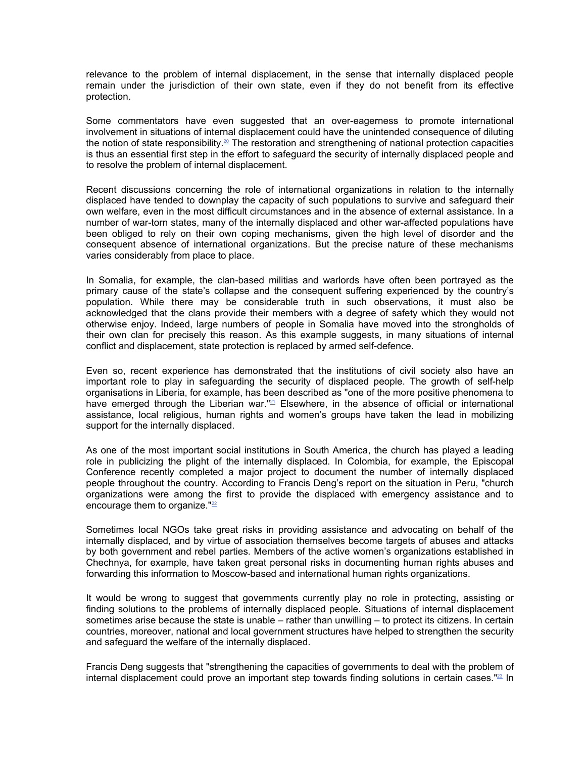relevance to the problem of internal displacement, in the sense that internally displaced people remain under the jurisdiction of their own state, even if they do not benefit from its effective protection.

Some commentators have even suggested that an over-eagerness to promote international involvement in situations of internal displacement could have the unintended consequence of diluting the notion of state responsibility.[20] The restoration and strengthening of national protection capacities is thus an essential first step in the effort to safeguard the security of internally displaced people and to resolve the problem of internal displacement.

Recent discussions concerning the role of international organizations in relation to the internally displaced have tended to downplay the capacity of such populations to survive and safeguard their own welfare, even in the most difficult circumstances and in the absence of external assistance. In a number of war-torn states, many of the internally displaced and other war-affected populations have been obliged to rely on their own coping mechanisms, given the high level of disorder and the consequent absence of international organizations. But the precise nature of these mechanisms varies considerably from place to place.

In Somalia, for example, the clan-based militias and warlords have often been portrayed as the primary cause of the state's collapse and the consequent suffering experienced by the country's population. While there may be considerable truth in such observations, it must also be acknowledged that the clans provide their members with a degree of safety which they would not otherwise enjoy. Indeed, large numbers of people in Somalia have moved into the strongholds of their own clan for precisely this reason. As this example suggests, in many situations of internal conflict and displacement, state protection is replaced by armed self-defence.

Even so, recent experience has demonstrated that the institutions of civil society also have an important role to play in safeguarding the security of displaced people. The growth of self-help organisations in Liberia, for example, has been described as "one of the more positive phenomena to have emerged through the Liberian war."[21] Elsewhere, in the absence of official or international assistance, local religious, human rights and women's groups have taken the lead in mobilizing support for the internally displaced.

As one of the most important social institutions in South America, the church has played a leading role in publicizing the plight of the internally displaced. In Colombia, for example, the Episcopal Conference recently completed a major project to document the number of internally displaced people throughout the country. According to Francis Deng's report on the situation in Peru, "church organizations were among the first to provide the displaced with emergency assistance and to encourage them to organize."[22]

Sometimes local NGOs take great risks in providing assistance and advocating on behalf of the internally displaced, and by virtue of association themselves become targets of abuses and attacks by both government and rebel parties. Members of the active women's organizations established in Chechnya, for example, have taken great personal risks in documenting human rights abuses and forwarding this information to Moscow-based and international human rights organizations.

It would be wrong to suggest that governments currently play no role in protecting, assisting or finding solutions to the problems of internally displaced people. Situations of internal displacement sometimes arise because the state is unable – rather than unwilling – to protect its citizens. In certain countries, moreover, national and local government structures have helped to strengthen the security and safeguard the welfare of the internally displaced.

Francis Deng suggests that "strengthening the capacities of governments to deal with the problem of internal displacement could prove an important step towards finding solutions in certain cases."[23] In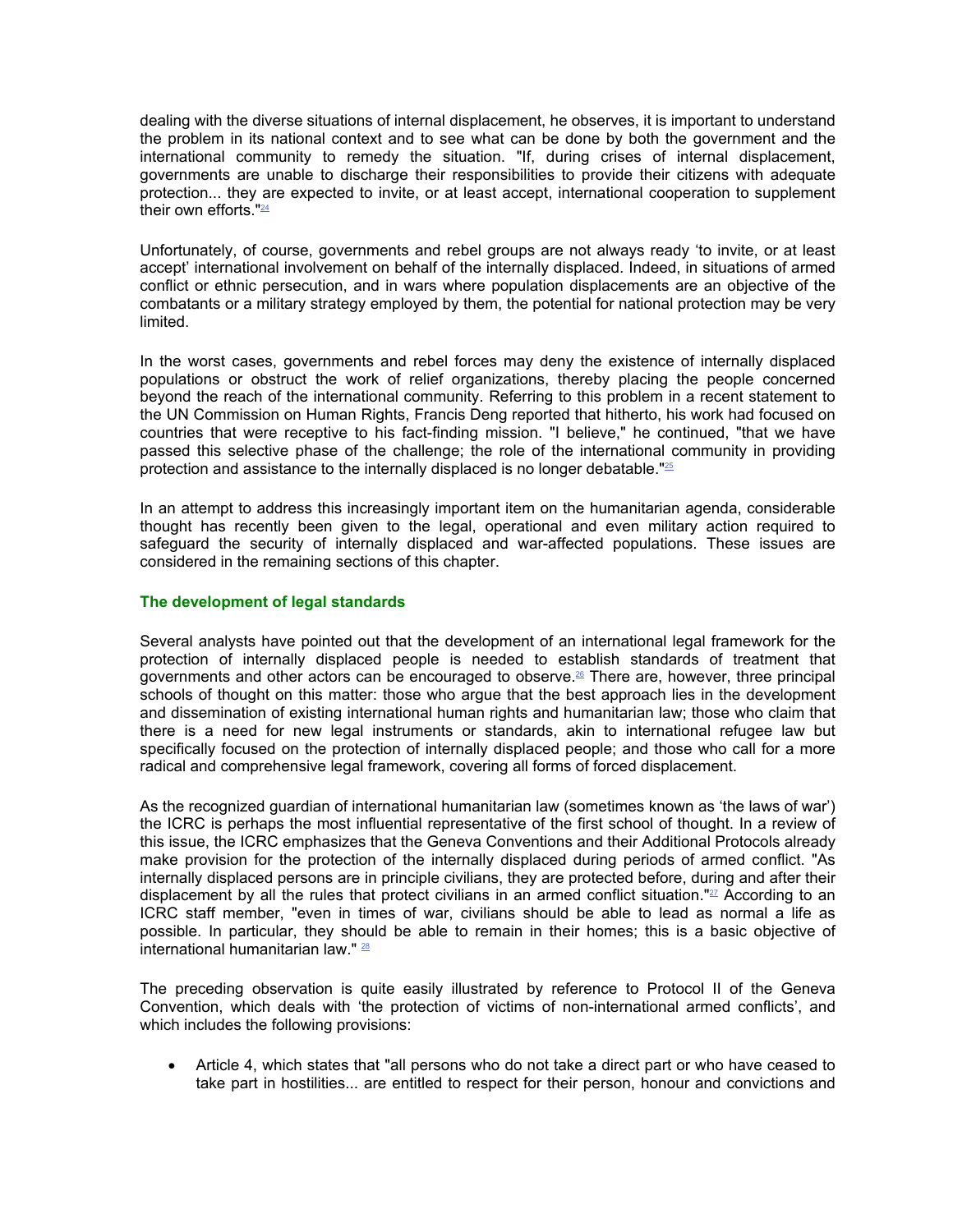dealing with the diverse situations of internal displacement, he observes, it is important to understand the problem in its national context and to see what can be done by both the government and the international community to remedy the situation. "If, during crises of internal displacement, governments are unable to discharge their responsibilities to provide their citizens with adequate protection... they are expected to invite, or at least accept, international cooperation to supplement their own efforts."[24]

Unfortunately, of course, governments and rebel groups are not always ready 'to invite, or at least accept' international involvement on behalf of the internally displaced. Indeed, in situations of armed conflict or ethnic persecution, and in wars where population displacements are an objective of the combatants or a military strategy employed by them, the potential for national protection may be very limited.

In the worst cases, governments and rebel forces may deny the existence of internally displaced populations or obstruct the work of relief organizations, thereby placing the people concerned beyond the reach of the international community. Referring to this problem in a recent statement to the UN Commission on Human Rights, Francis Deng reported that hitherto, his work had focused on countries that were receptive to his fact-finding mission. "I believe," he continued, "that we have passed this selective phase of the challenge; the role of the international community in providing protection and assistance to the internally displaced is no longer debatable."[25]

In an attempt to address this increasingly important item on the humanitarian agenda, considerable thought has recently been given to the legal, operational and even military action required to safeguard the security of internally displaced and war-affected populations. These issues are considered in the remaining sections of this chapter.

### The development of legal standards

Several analysts have pointed out that the development of an international legal framework for the protection of internally displaced people is needed to establish standards of treatment that governments and other actors can be encouraged to observe.[26] There are, however, three principal schools of thought on this matter: those who argue that the best approach lies in the development and dissemination of existing international human rights and humanitarian law; those who claim that there is a need for new legal instruments or standards, akin to international refugee law but specifically focused on the protection of internally displaced people; and those who call for a more radical and comprehensive legal framework, covering all forms of forced displacement.

As the recognized guardian of international humanitarian law (sometimes known as 'the laws of war') the ICRC is perhaps the most influential representative of the first school of thought. In a review of this issue, the ICRC emphasizes that the Geneva Conventions and their Additional Protocols already make provision for the protection of the internally displaced during periods of armed conflict. "As internally displaced persons are in principle civilians, they are protected before, during and after their displacement by all the rules that protect civilians in an armed conflict situation."[27] According to an ICRC staff member, "even in times of war, civilians should be able to lead as normal a life as possible. In particular, they should be able to remain in their homes; this is a basic objective of international humanitarian law." [28]

The preceding observation is quite easily illustrated by reference to Protocol II of the Geneva Convention, which deals with 'the protection of victims of non-international armed conflicts', and which includes the following provisions:

- Article 4, which states that "all persons who do not take a direct part or who have ceased to take part in hostilities... are entitled to respect for their person, honour and convictions and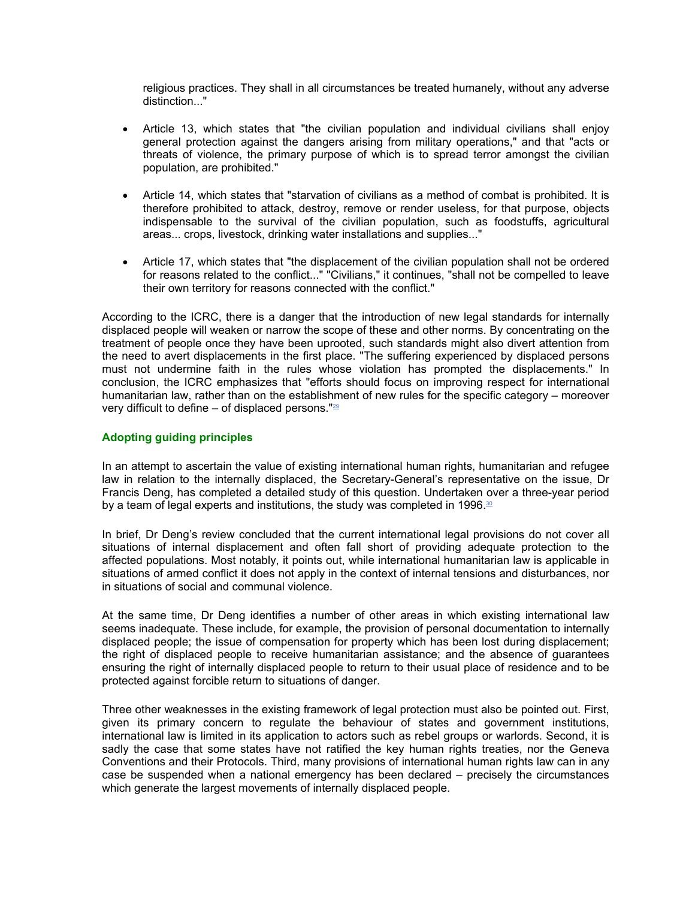religious practices. They shall in all circumstances be treated humanely, without any adverse distinction..."

- Article 13, which states that "the civilian population and individual civilians shall enjoy general protection against the dangers arising from military operations," and that "acts or threats of violence, the primary purpose of which is to spread terror amongst the civilian population, are prohibited."

- Article 14, which states that "starvation of civilians as a method of combat is prohibited. It is therefore prohibited to attack, destroy, remove or render useless, for that purpose, objects indispensable to the survival of the civilian population, such as foodstuffs, agricultural areas... crops, livestock, drinking water installations and supplies..."

- Article 17, which states that "the displacement of the civilian population shall not be ordered for reasons related to the conflict..." "Civilians," it continues, "shall not be compelled to leave their own territory for reasons connected with the conflict."

According to the ICRC, there is a danger that the introduction of new legal standards for internally displaced people will weaken or narrow the scope of these and other norms. By concentrating on the treatment of people once they have been uprooted, such standards might also divert attention from the need to avert displacements in the first place. "The suffering experienced by displaced persons must not undermine faith in the rules whose violation has prompted the displacements." In conclusion, the ICRC emphasizes that "efforts should focus on improving respect for international humanitarian law, rather than on the establishment of new rules for the specific category – moreover very difficult to define – of displaced persons."[29]

### Adopting guiding principles

In an attempt to ascertain the value of existing international human rights, humanitarian and refugee law in relation to the internally displaced, the Secretary-General's representative on the issue, Dr Francis Deng, has completed a detailed study of this question. Undertaken over a three-year period by a team of legal experts and institutions, the study was completed in 1996.[30]

In brief, Dr Deng's review concluded that the current international legal provisions do not cover all situations of internal displacement and often fall short of providing adequate protection to the affected populations. Most notably, it points out, while international humanitarian law is applicable in situations of armed conflict it does not apply in the context of internal tensions and disturbances, nor in situations of social and communal violence.

At the same time, Dr Deng identifies a number of other areas in which existing international law seems inadequate. These include, for example, the provision of personal documentation to internally displaced people; the issue of compensation for property which has been lost during displacement; the right of displaced people to receive humanitarian assistance; and the absence of guarantees ensuring the right of internally displaced people to return to their usual place of residence and to be protected against forcible return to situations of danger.

Three other weaknesses in the existing framework of legal protection must also be pointed out. First, given its primary concern to regulate the behaviour of states and government institutions, international law is limited in its application to actors such as rebel groups or warlords. Second, it is sadly the case that some states have not ratified the key human rights treaties, nor the Geneva Conventions and their Protocols. Third, many provisions of international human rights law can in any case be suspended when a national emergency has been declared – precisely the circumstances which generate the largest movements of internally displaced people.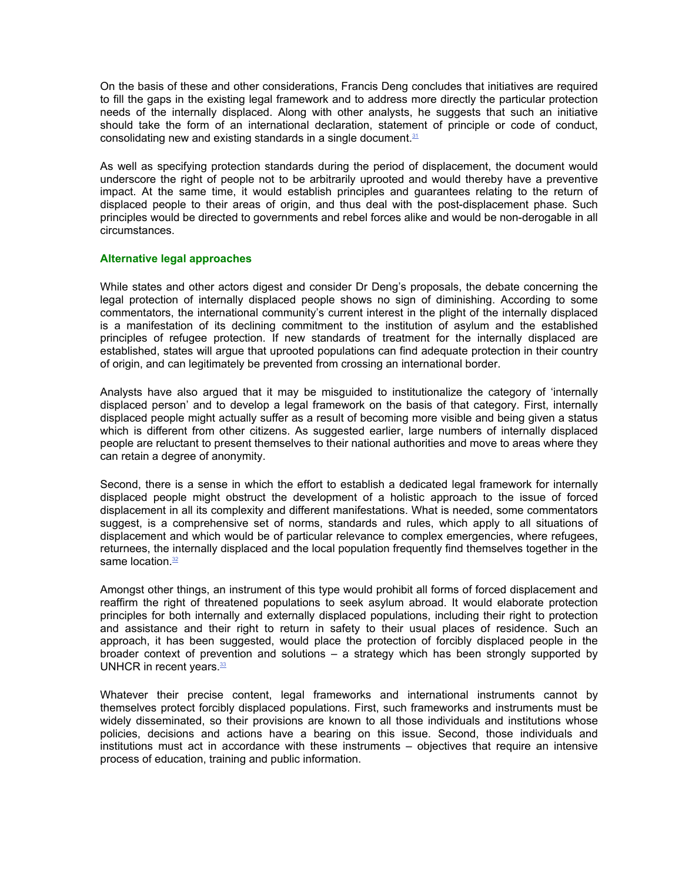On the basis of these and other considerations, Francis Deng concludes that initiatives are required to fill the gaps in the existing legal framework and to address more directly the particular protection needs of the internally displaced. Along with other analysts, he suggests that such an initiative should take the form of an international declaration, statement of principle or code of conduct, consolidating new and existing standards in a single document.[31]

As well as specifying protection standards during the period of displacement, the document would underscore the right of people not to be arbitrarily uprooted and would thereby have a preventive impact. At the same time, it would establish principles and guarantees relating to the return of displaced people to their areas of origin, and thus deal with the post-displacement phase. Such principles would be directed to governments and rebel forces alike and would be non-derogable in all circumstances.

### Alternative legal approaches

While states and other actors digest and consider Dr Deng's proposals, the debate concerning the legal protection of internally displaced people shows no sign of diminishing. According to some commentators, the international community's current interest in the plight of the internally displaced is a manifestation of its declining commitment to the institution of asylum and the established principles of refugee protection. If new standards of treatment for the internally displaced are established, states will argue that uprooted populations can find adequate protection in their country of origin, and can legitimately be prevented from crossing an international border.

Analysts have also argued that it may be misguided to institutionalize the category of 'internally displaced person' and to develop a legal framework on the basis of that category. First, internally displaced people might actually suffer as a result of becoming more visible and being given a status which is different from other citizens. As suggested earlier, large numbers of internally displaced people are reluctant to present themselves to their national authorities and move to areas where they can retain a degree of anonymity.

Second, there is a sense in which the effort to establish a dedicated legal framework for internally displaced people might obstruct the development of a holistic approach to the issue of forced displacement in all its complexity and different manifestations. What is needed, some commentators suggest, is a comprehensive set of norms, standards and rules, which apply to all situations of displacement and which would be of particular relevance to complex emergencies, where refugees, returnees, the internally displaced and the local population frequently find themselves together in the same location.[32]

Amongst other things, an instrument of this type would prohibit all forms of forced displacement and reaffirm the right of threatened populations to seek asylum abroad. It would elaborate protection principles for both internally and externally displaced populations, including their right to protection and assistance and their right to return in safety to their usual places of residence. Such an approach, it has been suggested, would place the protection of forcibly displaced people in the broader context of prevention and solutions – a strategy which has been strongly supported by UNHCR in recent years.[33]

Whatever their precise content, legal frameworks and international instruments cannot by themselves protect forcibly displaced populations. First, such frameworks and instruments must be widely disseminated, so their provisions are known to all those individuals and institutions whose policies, decisions and actions have a bearing on this issue. Second, those individuals and institutions must act in accordance with these instruments – objectives that require an intensive process of education, training and public information.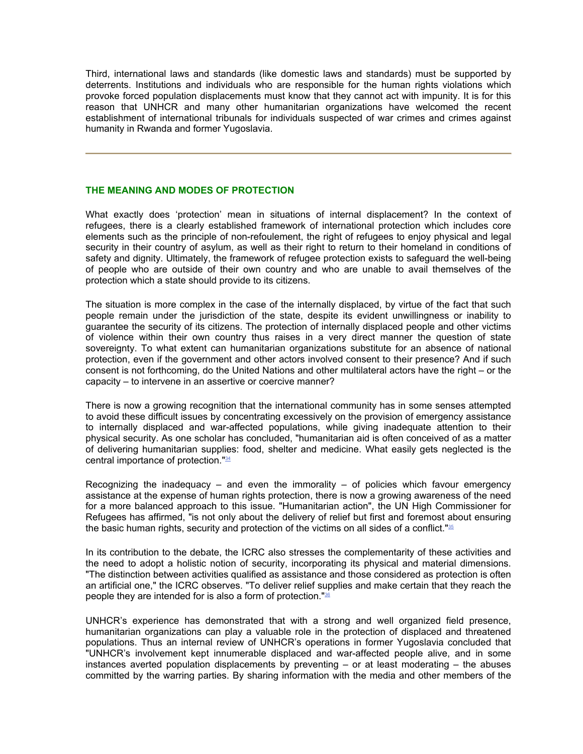Third, international laws and standards (like domestic laws and standards) must be supported by deterrents. Institutions and individuals who are responsible for the human rights violations which provoke forced population displacements must know that they cannot act with impunity. It is for this reason that UNHCR and many other humanitarian organizations have welcomed the recent establishment of international tribunals for individuals suspected of war crimes and crimes against humanity in Rwanda and former Yugoslavia.

---

## THE MEANING AND MODES OF PROTECTION

What exactly does 'protection' mean in situations of internal displacement? In the context of refugees, there is a clearly established framework of international protection which includes core elements such as the principle of non-refoulement, the right of refugees to enjoy physical and legal security in their country of asylum, as well as their right to return to their homeland in conditions of safety and dignity. Ultimately, the framework of refugee protection exists to safeguard the well-being of people who are outside of their own country and who are unable to avail themselves of the protection which a state should provide to its citizens.

The situation is more complex in the case of the internally displaced, by virtue of the fact that such people remain under the jurisdiction of the state, despite its evident unwillingness or inability to guarantee the security of its citizens. The protection of internally displaced people and other victims of violence within their own country thus raises in a very direct manner the question of state sovereignty. To what extent can humanitarian organizations substitute for an absence of national protection, even if the government and other actors involved consent to their presence? And if such consent is not forthcoming, do the United Nations and other multilateral actors have the right – or the capacity – to intervene in an assertive or coercive manner?

There is now a growing recognition that the international community has in some senses attempted to avoid these difficult issues by concentrating excessively on the provision of emergency assistance to internally displaced and war-affected populations, while giving inadequate attention to their physical security. As one scholar has concluded, "humanitarian aid is often conceived of as a matter of delivering humanitarian supplies: food, shelter and medicine. What easily gets neglected is the central importance of protection."[34]

Recognizing the inadequacy – and even the immorality – of policies which favour emergency assistance at the expense of human rights protection, there is now a growing awareness of the need for a more balanced approach to this issue. "Humanitarian action", the UN High Commissioner for Refugees has affirmed, "is not only about the delivery of relief but first and foremost about ensuring the basic human rights, security and protection of the victims on all sides of a conflict."[35]

In its contribution to the debate, the ICRC also stresses the complementarity of these activities and the need to adopt a holistic notion of security, incorporating its physical and material dimensions. "The distinction between activities qualified as assistance and those considered as protection is often an artificial one," the ICRC observes. "To deliver relief supplies and make certain that they reach the people they are intended for is also a form of protection."[36]

UNHCR's experience has demonstrated that with a strong and well organized field presence, humanitarian organizations can play a valuable role in the protection of displaced and threatened populations. Thus an internal review of UNHCR's operations in former Yugoslavia concluded that "UNHCR's involvement kept innumerable displaced and war-affected people alive, and in some instances averted population displacements by preventing – or at least moderating – the abuses committed by the warring parties. By sharing information with the media and other members of the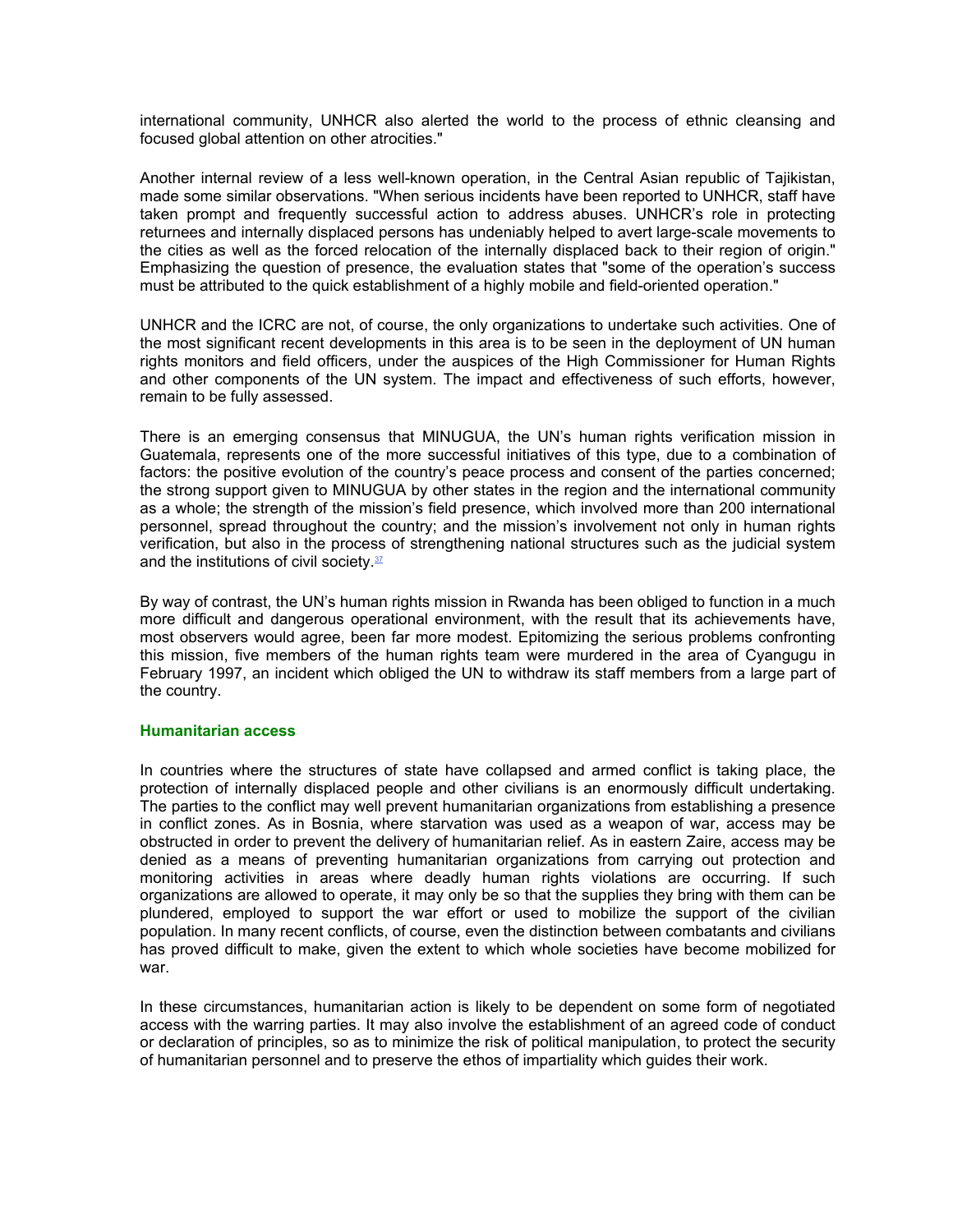international community, UNHCR also alerted the world to the process of ethnic cleansing and focused global attention on other atrocities."

Another internal review of a less well-known operation, in the Central Asian republic of Tajikistan, made some similar observations. "When serious incidents have been reported to UNHCR, staff have taken prompt and frequently successful action to address abuses. UNHCR's role in protecting returnees and internally displaced persons has undeniably helped to avert large-scale movements to the cities as well as the forced relocation of the internally displaced back to their region of origin." Emphasizing the question of presence, the evaluation states that "some of the operation's success must be attributed to the quick establishment of a highly mobile and field-oriented operation."

UNHCR and the ICRC are not, of course, the only organizations to undertake such activities. One of the most significant recent developments in this area is to be seen in the deployment of UN human rights monitors and field officers, under the auspices of the High Commissioner for Human Rights and other components of the UN system. The impact and effectiveness of such efforts, however, remain to be fully assessed.

There is an emerging consensus that MINUGUA, the UN's human rights verification mission in Guatemala, represents one of the more successful initiatives of this type, due to a combination of factors: the positive evolution of the country's peace process and consent of the parties concerned; the strong support given to MINUGUA by other states in the region and the international community as a whole; the strength of the mission's field presence, which involved more than 200 international personnel, spread throughout the country; and the mission's involvement not only in human rights verification, but also in the process of strengthening national structures such as the judicial system and the institutions of civil society.[37]

By way of contrast, the UN's human rights mission in Rwanda has been obliged to function in a much more difficult and dangerous operational environment, with the result that its achievements have, most observers would agree, been far more modest. Epitomizing the serious problems confronting this mission, five members of the human rights team were murdered in the area of Cyangugu in February 1997, an incident which obliged the UN to withdraw its staff members from a large part of the country.

### Humanitarian access

In countries where the structures of state have collapsed and armed conflict is taking place, the protection of internally displaced people and other civilians is an enormously difficult undertaking. The parties to the conflict may well prevent humanitarian organizations from establishing a presence in conflict zones. As in Bosnia, where starvation was used as a weapon of war, access may be obstructed in order to prevent the delivery of humanitarian relief. As in eastern Zaire, access may be denied as a means of preventing humanitarian organizations from carrying out protection and monitoring activities in areas where deadly human rights violations are occurring. If such organizations are allowed to operate, it may only be so that the supplies they bring with them can be plundered, employed to support the war effort or used to mobilize the support of the civilian population. In many recent conflicts, of course, even the distinction between combatants and civilians has proved difficult to make, given the extent to which whole societies have become mobilized for war.

In these circumstances, humanitarian action is likely to be dependent on some form of negotiated access with the warring parties. It may also involve the establishment of an agreed code of conduct or declaration of principles, so as to minimize the risk of political manipulation, to protect the security of humanitarian personnel and to preserve the ethos of impartiality which guides their work.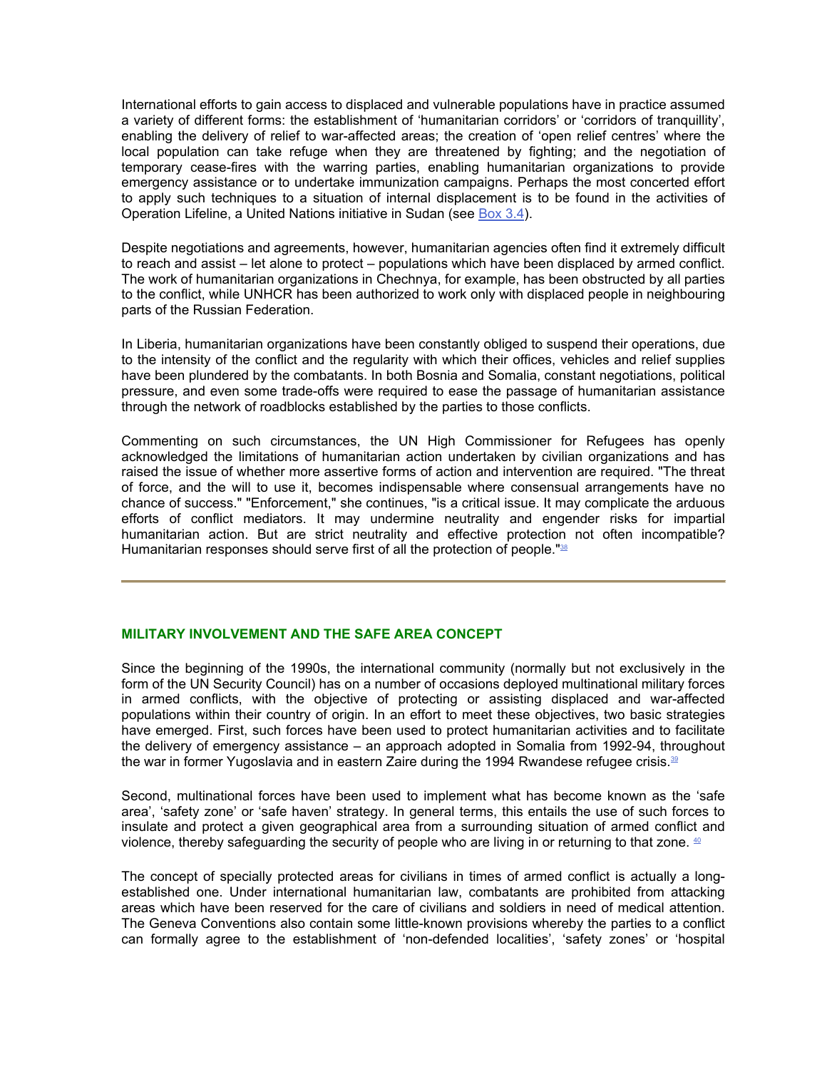International efforts to gain access to displaced and vulnerable populations have in practice assumed a variety of different forms: the establishment of 'humanitarian corridors' or 'corridors of tranquillity', enabling the delivery of relief to war-affected areas; the creation of 'open relief centres' where the local population can take refuge when they are threatened by fighting; and the negotiation of temporary cease-fires with the warring parties, enabling humanitarian organizations to provide emergency assistance or to undertake immunization campaigns. Perhaps the most concerted effort to apply such techniques to a situation of internal displacement is to be found in the activities of Operation Lifeline, a United Nations initiative in Sudan (see Box 3.4).

Despite negotiations and agreements, however, humanitarian agencies often find it extremely difficult to reach and assist – let alone to protect – populations which have been displaced by armed conflict. The work of humanitarian organizations in Chechnya, for example, has been obstructed by all parties to the conflict, while UNHCR has been authorized to work only with displaced people in neighbouring parts of the Russian Federation.

In Liberia, humanitarian organizations have been constantly obliged to suspend their operations, due to the intensity of the conflict and the regularity with which their offices, vehicles and relief supplies have been plundered by the combatants. In both Bosnia and Somalia, constant negotiations, political pressure, and even some trade-offs were required to ease the passage of humanitarian assistance through the network of roadblocks established by the parties to those conflicts.

Commenting on such circumstances, the UN High Commissioner for Refugees has openly acknowledged the limitations of humanitarian action undertaken by civilian organizations and has raised the issue of whether more assertive forms of action and intervention are required. "The threat of force, and the will to use it, becomes indispensable where consensual arrangements have no chance of success." "Enforcement," she continues, "is a critical issue. It may complicate the arduous efforts of conflict mediators. It may undermine neutrality and engender risks for impartial humanitarian action. But are strict neutrality and effective protection not often incompatible? Humanitarian responses should serve first of all the protection of people."[38]

---

## MILITARY INVOLVEMENT AND THE SAFE AREA CONCEPT

Since the beginning of the 1990s, the international community (normally but not exclusively in the form of the UN Security Council) has on a number of occasions deployed multinational military forces in armed conflicts, with the objective of protecting or assisting displaced and war-affected populations within their country of origin. In an effort to meet these objectives, two basic strategies have emerged. First, such forces have been used to protect humanitarian activities and to facilitate the delivery of emergency assistance – an approach adopted in Somalia from 1992-94, throughout the war in former Yugoslavia and in eastern Zaire during the 1994 Rwandese refugee crisis.[39]

Second, multinational forces have been used to implement what has become known as the 'safe area', 'safety zone' or 'safe haven' strategy. In general terms, this entails the use of such forces to insulate and protect a given geographical area from a surrounding situation of armed conflict and violence, thereby safeguarding the security of people who are living in or returning to that zone. [40]

The concept of specially protected areas for civilians in times of armed conflict is actually a long-established one. Under international humanitarian law, combatants are prohibited from attacking areas which have been reserved for the care of civilians and soldiers in need of medical attention. The Geneva Conventions also contain some little-known provisions whereby the parties to a conflict can formally agree to the establishment of 'non-defended localities', 'safety zones' or 'hospital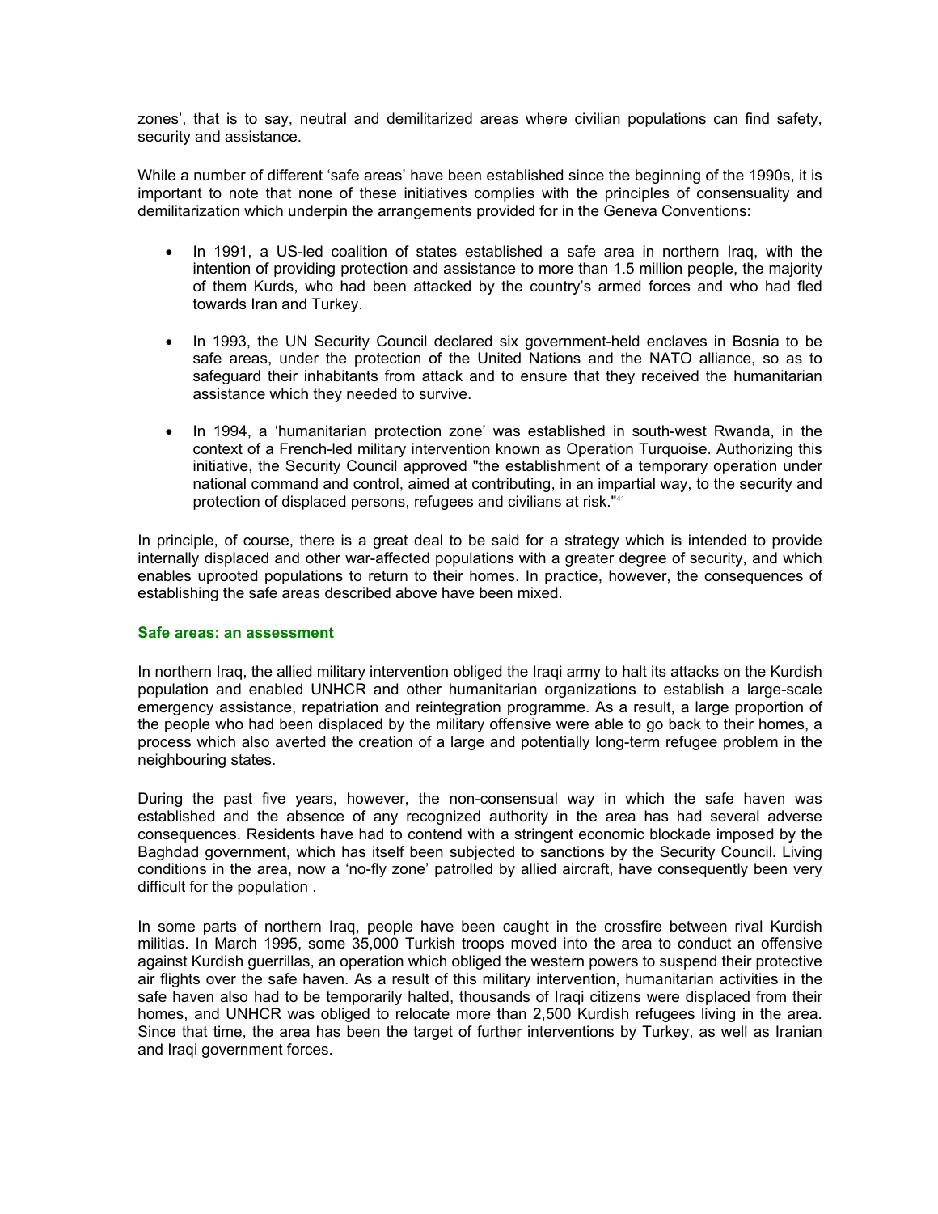zones', that is to say, neutral and demilitarized areas where civilian populations can find safety, security and assistance.

While a number of different 'safe areas' have been established since the beginning of the 1990s, it is important to note that none of these initiatives complies with the principles of consensuality and demilitarization which underpin the arrangements provided for in the Geneva Conventions:

- In 1991, a US-led coalition of states established a safe area in northern Iraq, with the intention of providing protection and assistance to more than 1.5 million people, the majority of them Kurds, who had been attacked by the country's armed forces and who had fled towards Iran and Turkey.
- In 1993, the UN Security Council declared six government-held enclaves in Bosnia to be safe areas, under the protection of the United Nations and the NATO alliance, so as to safeguard their inhabitants from attack and to ensure that they received the humanitarian assistance which they needed to survive.
- In 1994, a 'humanitarian protection zone' was established in south-west Rwanda, in the context of a French-led military intervention known as Operation Turquoise. Authorizing this initiative, the Security Council approved "the establishment of a temporary operation under national command and control, aimed at contributing, in an impartial way, to the security and protection of displaced persons, refugees and civilians at risk."[41]

In principle, of course, there is a great deal to be said for a strategy which is intended to provide internally displaced and other war-affected populations with a greater degree of security, and which enables uprooted populations to return to their homes. In practice, however, the consequences of establishing the safe areas described above have been mixed.

### Safe areas: an assessment

In northern Iraq, the allied military intervention obliged the Iraqi army to halt its attacks on the Kurdish population and enabled UNHCR and other humanitarian organizations to establish a large-scale emergency assistance, repatriation and reintegration programme. As a result, a large proportion of the people who had been displaced by the military offensive were able to go back to their homes, a process which also averted the creation of a large and potentially long-term refugee problem in the neighbouring states.

During the past five years, however, the non-consensual way in which the safe haven was established and the absence of any recognized authority in the area has had several adverse consequences. Residents have had to contend with a stringent economic blockade imposed by the Baghdad government, which has itself been subjected to sanctions by the Security Council. Living conditions in the area, now a 'no-fly zone' patrolled by allied aircraft, have consequently been very difficult for the population .

In some parts of northern Iraq, people have been caught in the crossfire between rival Kurdish militias. In March 1995, some 35,000 Turkish troops moved into the area to conduct an offensive against Kurdish guerrillas, an operation which obliged the western powers to suspend their protective air flights over the safe haven. As a result of this military intervention, humanitarian activities in the safe haven also had to be temporarily halted, thousands of Iraqi citizens were displaced from their homes, and UNHCR was obliged to relocate more than 2,500 Kurdish refugees living in the area. Since that time, the area has been the target of further interventions by Turkey, as well as Iranian and Iraqi government forces.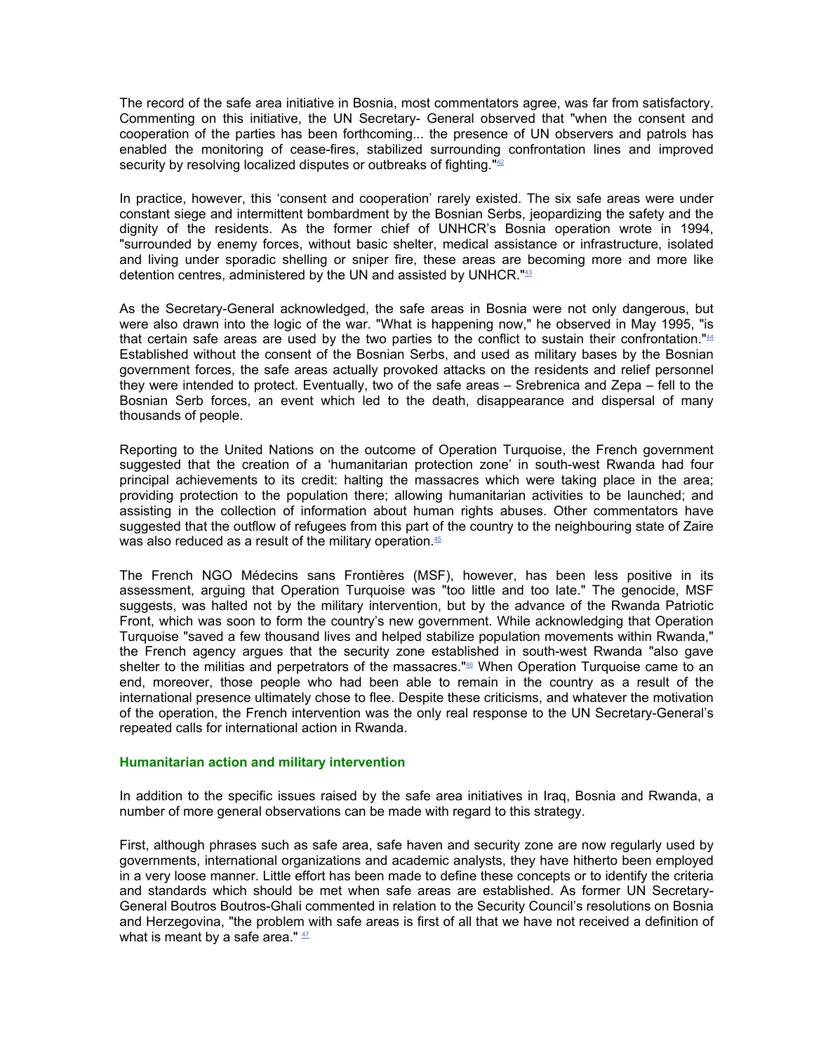The record of the safe area initiative in Bosnia, most commentators agree, was far from satisfactory. Commenting on this initiative, the UN Secretary- General observed that "when the consent and cooperation of the parties has been forthcoming... the presence of UN observers and patrols has enabled the monitoring of cease-fires, stabilized surrounding confrontation lines and improved security by resolving localized disputes or outbreaks of fighting."[42]

In practice, however, this 'consent and cooperation' rarely existed. The six safe areas were under constant siege and intermittent bombardment by the Bosnian Serbs, jeopardizing the safety and the dignity of the residents. As the former chief of UNHCR's Bosnia operation wrote in 1994, "surrounded by enemy forces, without basic shelter, medical assistance or infrastructure, isolated and living under sporadic shelling or sniper fire, these areas are becoming more and more like detention centres, administered by the UN and assisted by UNHCR."[43]

As the Secretary-General acknowledged, the safe areas in Bosnia were not only dangerous, but were also drawn into the logic of the war. "What is happening now," he observed in May 1995, "is that certain safe areas are used by the two parties to the conflict to sustain their confrontation."[44] Established without the consent of the Bosnian Serbs, and used as military bases by the Bosnian government forces, the safe areas actually provoked attacks on the residents and relief personnel they were intended to protect. Eventually, two of the safe areas – Srebrenica and Zepa – fell to the Bosnian Serb forces, an event which led to the death, disappearance and dispersal of many thousands of people.

Reporting to the United Nations on the outcome of Operation Turquoise, the French government suggested that the creation of a 'humanitarian protection zone' in south-west Rwanda had four principal achievements to its credit: halting the massacres which were taking place in the area; providing protection to the population there; allowing humanitarian activities to be launched; and assisting in the collection of information about human rights abuses. Other commentators have suggested that the outflow of refugees from this part of the country to the neighbouring state of Zaire was also reduced as a result of the military operation.[45]

The French NGO Médecins sans Frontières (MSF), however, has been less positive in its assessment, arguing that Operation Turquoise was "too little and too late." The genocide, MSF suggests, was halted not by the military intervention, but by the advance of the Rwanda Patriotic Front, which was soon to form the country's new government. While acknowledging that Operation Turquoise "saved a few thousand lives and helped stabilize population movements within Rwanda," the French agency argues that the security zone established in south-west Rwanda "also gave shelter to the militias and perpetrators of the massacres."[46] When Operation Turquoise came to an end, moreover, those people who had been able to remain in the country as a result of the international presence ultimately chose to flee. Despite these criticisms, and whatever the motivation of the operation, the French intervention was the only real response to the UN Secretary-General's repeated calls for international action in Rwanda.

### Humanitarian action and military intervention

In addition to the specific issues raised by the safe area initiatives in Iraq, Bosnia and Rwanda, a number of more general observations can be made with regard to this strategy.

First, although phrases such as safe area, safe haven and security zone are now regularly used by governments, international organizations and academic analysts, they have hitherto been employed in a very loose manner. Little effort has been made to define these concepts or to identify the criteria and standards which should be met when safe areas are established. As former UN Secretary-General Boutros Boutros-Ghali commented in relation to the Security Council's resolutions on Bosnia and Herzegovina, "the problem with safe areas is first of all that we have not received a definition of what is meant by a safe area." [47]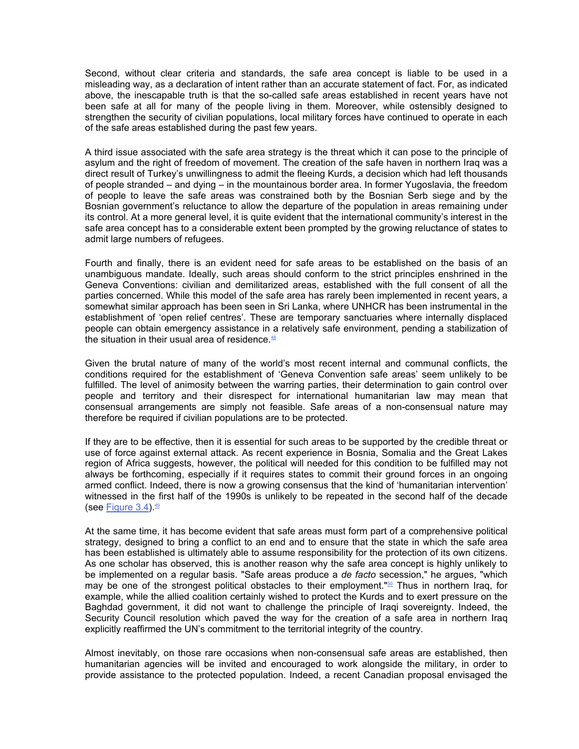Second, without clear criteria and standards, the safe area concept is liable to be used in a misleading way, as a declaration of intent rather than an accurate statement of fact. For, as indicated above, the inescapable truth is that the so-called safe areas established in recent years have not been safe at all for many of the people living in them. Moreover, while ostensibly designed to strengthen the security of civilian populations, local military forces have continued to operate in each of the safe areas established during the past few years.

A third issue associated with the safe area strategy is the threat which it can pose to the principle of asylum and the right of freedom of movement. The creation of the safe haven in northern Iraq was a direct result of Turkey's unwillingness to admit the fleeing Kurds, a decision which had left thousands of people stranded – and dying – in the mountainous border area. In former Yugoslavia, the freedom of people to leave the safe areas was constrained both by the Bosnian Serb siege and by the Bosnian government's reluctance to allow the departure of the population in areas remaining under its control. At a more general level, it is quite evident that the international community's interest in the safe area concept has to a considerable extent been prompted by the growing reluctance of states to admit large numbers of refugees.

Fourth and finally, there is an evident need for safe areas to be established on the basis of an unambiguous mandate. Ideally, such areas should conform to the strict principles enshrined in the Geneva Conventions: civilian and demilitarized areas, established with the full consent of all the parties concerned. While this model of the safe area has rarely been implemented in recent years, a somewhat similar approach has been seen in Sri Lanka, where UNHCR has been instrumental in the establishment of 'open relief centres'. These are temporary sanctuaries where internally displaced people can obtain emergency assistance in a relatively safe environment, pending a stabilization of the situation in their usual area of residence.[48]

Given the brutal nature of many of the world's most recent internal and communal conflicts, the conditions required for the establishment of 'Geneva Convention safe areas' seem unlikely to be fulfilled. The level of animosity between the warring parties, their determination to gain control over people and territory and their disrespect for international humanitarian law may mean that consensual arrangements are simply not feasible. Safe areas of a non-consensual nature may therefore be required if civilian populations are to be protected.

If they are to be effective, then it is essential for such areas to be supported by the credible threat or use of force against external attack. As recent experience in Bosnia, Somalia and the Great Lakes region of Africa suggests, however, the political will needed for this condition to be fulfilled may not always be forthcoming, especially if it requires states to commit their ground forces in an ongoing armed conflict. Indeed, there is now a growing consensus that the kind of 'humanitarian intervention' witnessed in the first half of the 1990s is unlikely to be repeated in the second half of the decade (see Figure 3.4).[49]

At the same time, it has become evident that safe areas must form part of a comprehensive political strategy, designed to bring a conflict to an end and to ensure that the state in which the safe area has been established is ultimately able to assume responsibility for the protection of its own citizens. As one scholar has observed, this is another reason why the safe area concept is highly unlikely to be implemented on a regular basis. "Safe areas produce a *de facto* secession," he argues, "which may be one of the strongest political obstacles to their employment."[50] Thus in northern Iraq, for example, while the allied coalition certainly wished to protect the Kurds and to exert pressure on the Baghdad government, it did not want to challenge the principle of Iraqi sovereignty. Indeed, the Security Council resolution which paved the way for the creation of a safe area in northern Iraq explicitly reaffirmed the UN's commitment to the territorial integrity of the country.

Almost inevitably, on those rare occasions when non-consensual safe areas are established, then humanitarian agencies will be invited and encouraged to work alongside the military, in order to provide assistance to the protected population. Indeed, a recent Canadian proposal envisaged the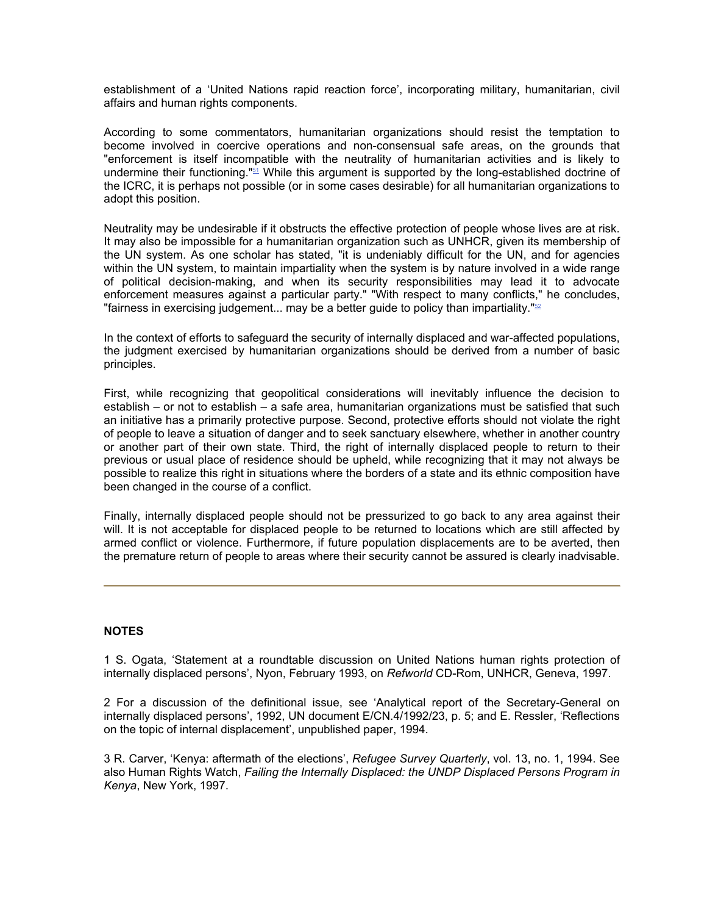establishment of a 'United Nations rapid reaction force', incorporating military, humanitarian, civil affairs and human rights components.

According to some commentators, humanitarian organizations should resist the temptation to become involved in coercive operations and non-consensual safe areas, on the grounds that "enforcement is itself incompatible with the neutrality of humanitarian activities and is likely to undermine their functioning."[51] While this argument is supported by the long-established doctrine of the ICRC, it is perhaps not possible (or in some cases desirable) for all humanitarian organizations to adopt this position.

Neutrality may be undesirable if it obstructs the effective protection of people whose lives are at risk. It may also be impossible for a humanitarian organization such as UNHCR, given its membership of the UN system. As one scholar has stated, "it is undeniably difficult for the UN, and for agencies within the UN system, to maintain impartiality when the system is by nature involved in a wide range of political decision-making, and when its security responsibilities may lead it to advocate enforcement measures against a particular party." "With respect to many conflicts," he concludes, "fairness in exercising judgement... may be a better guide to policy than impartiality."[52]

In the context of efforts to safeguard the security of internally displaced and war-affected populations, the judgment exercised by humanitarian organizations should be derived from a number of basic principles.

First, while recognizing that geopolitical considerations will inevitably influence the decision to establish – or not to establish – a safe area, humanitarian organizations must be satisfied that such an initiative has a primarily protective purpose. Second, protective efforts should not violate the right of people to leave a situation of danger and to seek sanctuary elsewhere, whether in another country or another part of their own state. Third, the right of internally displaced people to return to their previous or usual place of residence should be upheld, while recognizing that it may not always be possible to realize this right in situations where the borders of a state and its ethnic composition have been changed in the course of a conflict.

Finally, internally displaced people should not be pressurized to go back to any area against their will. It is not acceptable for displaced people to be returned to locations which are still affected by armed conflict or violence. Furthermore, if future population displacements are to be averted, then the premature return of people to areas where their security cannot be assured is clearly inadvisable.

---

**NOTES**

1 S. Ogata, 'Statement at a roundtable discussion on United Nations human rights protection of internally displaced persons', Nyon, February 1993, on *Refworld* CD-Rom, UNHCR, Geneva, 1997.

2 For a discussion of the definitional issue, see 'Analytical report of the Secretary-General on internally displaced persons', 1992, UN document E/CN.4/1992/23, p. 5; and E. Ressler, 'Reflections on the topic of internal displacement', unpublished paper, 1994.

3 R. Carver, 'Kenya: aftermath of the elections', *Refugee Survey Quarterly*, vol. 13, no. 1, 1994. See also Human Rights Watch, *Failing the Internally Displaced: the UNDP Displaced Persons Program in Kenya*, New York, 1997.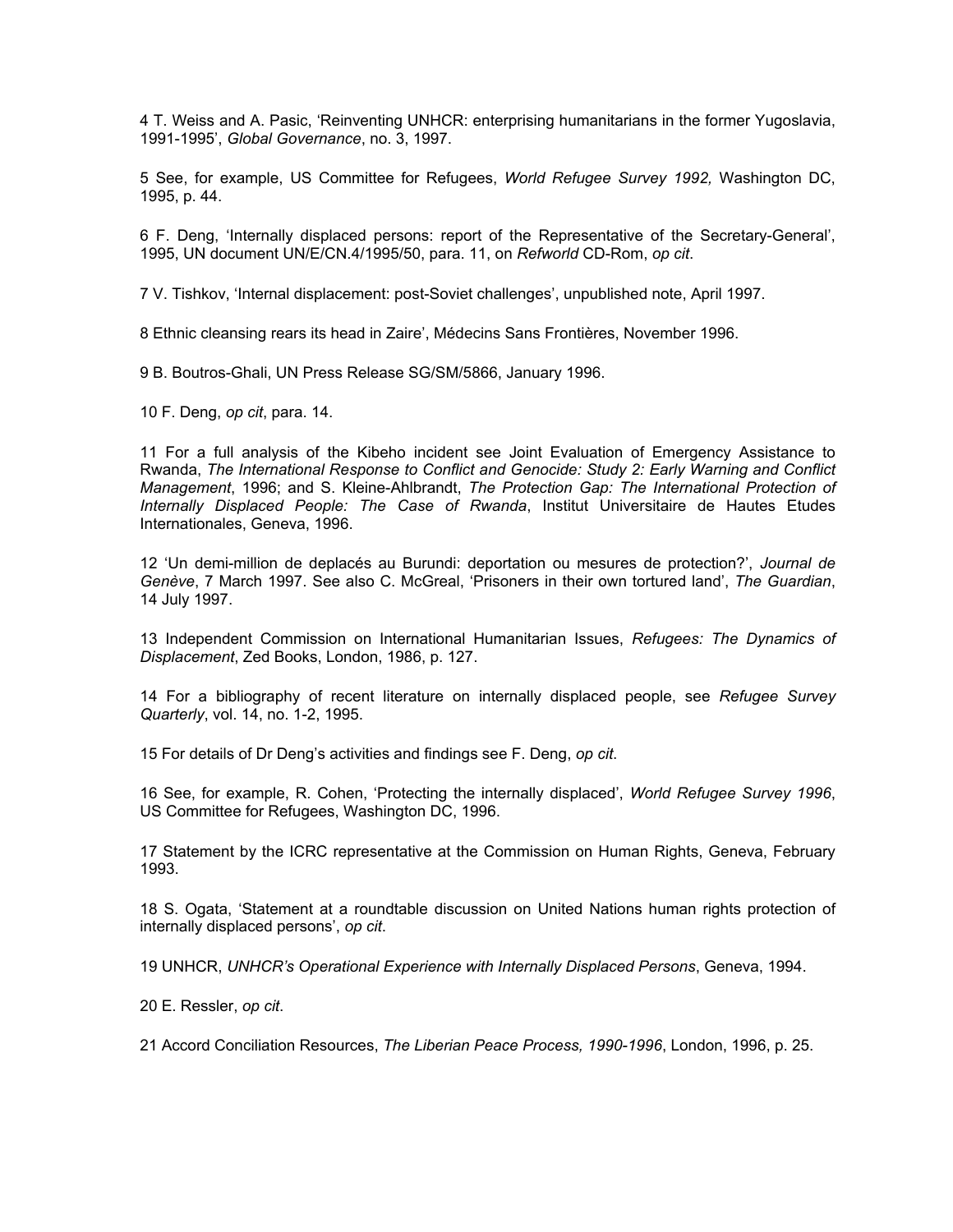4 T. Weiss and A. Pasic, 'Reinventing UNHCR: enterprising humanitarians in the former Yugoslavia, 1991-1995', *Global Governance*, no. 3, 1997.

5 See, for example, US Committee for Refugees, *World Refugee Survey 1992,* Washington DC, 1995, p. 44.

6 F. Deng, 'Internally displaced persons: report of the Representative of the Secretary-General', 1995, UN document UN/E/CN.4/1995/50, para. 11, on *Refworld* CD-Rom, *op cit*.

7 V. Tishkov, 'Internal displacement: post-Soviet challenges', unpublished note, April 1997.

8 Ethnic cleansing rears its head in Zaire', Médecins Sans Frontières, November 1996.

9 B. Boutros-Ghali, UN Press Release SG/SM/5866, January 1996.

10 F. Deng, *op cit*, para. 14.

11 For a full analysis of the Kibeho incident see Joint Evaluation of Emergency Assistance to Rwanda, *The International Response to Conflict and Genocide: Study 2: Early Warning and Conflict Management*, 1996; and S. Kleine-Ahlbrandt, *The Protection Gap: The International Protection of Internally Displaced People: The Case of Rwanda*, Institut Universitaire de Hautes Etudes Internationales, Geneva, 1996.

12 'Un demi-million de deplacés au Burundi: deportation ou mesures de protection?', *Journal de Genève*, 7 March 1997. See also C. McGreal, 'Prisoners in their own tortured land', *The Guardian*, 14 July 1997.

13 Independent Commission on International Humanitarian Issues, *Refugees: The Dynamics of Displacement*, Zed Books, London, 1986, p. 127.

14 For a bibliography of recent literature on internally displaced people, see *Refugee Survey Quarterly*, vol. 14, no. 1-2, 1995.

15 For details of Dr Deng's activities and findings see F. Deng, *op cit.*

16 See, for example, R. Cohen, 'Protecting the internally displaced', *World Refugee Survey 1996*, US Committee for Refugees, Washington DC, 1996.

17 Statement by the ICRC representative at the Commission on Human Rights, Geneva, February 1993.

18 S. Ogata, 'Statement at a roundtable discussion on United Nations human rights protection of internally displaced persons', *op cit*.

19 UNHCR, *UNHCR's Operational Experience with Internally Displaced Persons*, Geneva, 1994.

20 E. Ressler, *op cit*.

21 Accord Conciliation Resources, *The Liberian Peace Process, 1990-1996*, London, 1996, p. 25.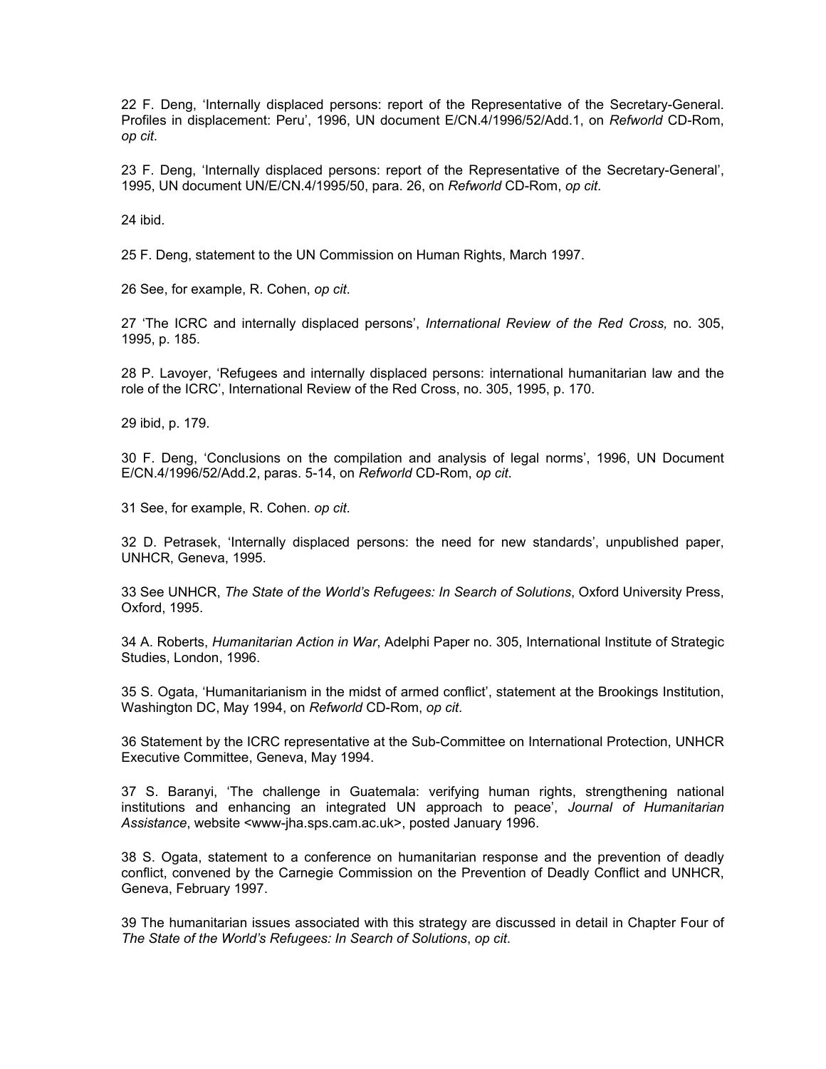22 F. Deng, 'Internally displaced persons: report of the Representative of the Secretary-General. Profiles in displacement: Peru', 1996, UN document E/CN.4/1996/52/Add.1, on *Refworld* CD-Rom, *op cit*.

23 F. Deng, 'Internally displaced persons: report of the Representative of the Secretary-General', 1995, UN document UN/E/CN.4/1995/50, para. 26, on *Refworld* CD-Rom, *op cit*.

24 ibid.

25 F. Deng, statement to the UN Commission on Human Rights, March 1997.

26 See, for example, R. Cohen, *op cit*.

27 'The ICRC and internally displaced persons', *International Review of the Red Cross,* no. 305, 1995, p. 185.

28 P. Lavoyer, 'Refugees and internally displaced persons: international humanitarian law and the role of the ICRC', International Review of the Red Cross, no. 305, 1995, p. 170.

29 ibid, p. 179.

30 F. Deng, 'Conclusions on the compilation and analysis of legal norms', 1996, UN Document E/CN.4/1996/52/Add.2, paras. 5-14, on *Refworld* CD-Rom, *op cit*.

31 See, for example, R. Cohen. *op cit*.

32 D. Petrasek, 'Internally displaced persons: the need for new standards', unpublished paper, UNHCR, Geneva, 1995.

33 See UNHCR, *The State of the World's Refugees: In Search of Solutions*, Oxford University Press, Oxford, 1995.

34 A. Roberts, *Humanitarian Action in War*, Adelphi Paper no. 305, International Institute of Strategic Studies, London, 1996.

35 S. Ogata, 'Humanitarianism in the midst of armed conflict', statement at the Brookings Institution, Washington DC, May 1994, on *Refworld* CD-Rom, *op cit*.

36 Statement by the ICRC representative at the Sub-Committee on International Protection, UNHCR Executive Committee, Geneva, May 1994.

37 S. Baranyi, 'The challenge in Guatemala: verifying human rights, strengthening national institutions and enhancing an integrated UN approach to peace', *Journal of Humanitarian Assistance*, website <www-jha.sps.cam.ac.uk>, posted January 1996.

38 S. Ogata, statement to a conference on humanitarian response and the prevention of deadly conflict, convened by the Carnegie Commission on the Prevention of Deadly Conflict and UNHCR, Geneva, February 1997.

39 The humanitarian issues associated with this strategy are discussed in detail in Chapter Four of *The State of the World's Refugees: In Search of Solutions*, *op cit*.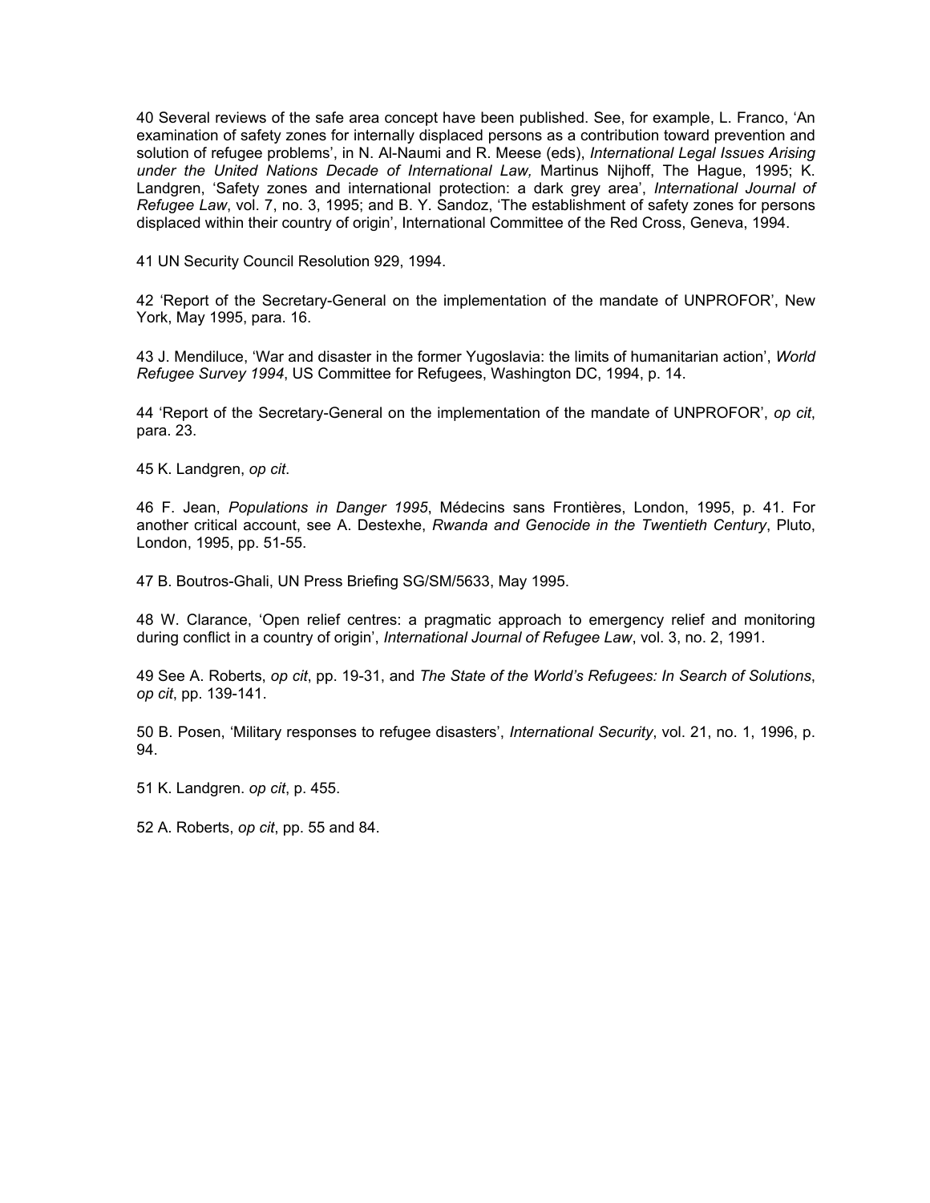40 Several reviews of the safe area concept have been published. See, for example, L. Franco, 'An examination of safety zones for internally displaced persons as a contribution toward prevention and solution of refugee problems', in N. Al-Naumi and R. Meese (eds), *International Legal Issues Arising under the United Nations Decade of International Law,* Martinus Nijhoff, The Hague, 1995; K. Landgren, 'Safety zones and international protection: a dark grey area', *International Journal of Refugee Law*, vol. 7, no. 3, 1995; and B. Y. Sandoz, 'The establishment of safety zones for persons displaced within their country of origin', International Committee of the Red Cross, Geneva, 1994.

41 UN Security Council Resolution 929, 1994.

42 'Report of the Secretary-General on the implementation of the mandate of UNPROFOR', New York, May 1995, para. 16.

43 J. Mendiluce, 'War and disaster in the former Yugoslavia: the limits of humanitarian action', *World Refugee Survey 1994*, US Committee for Refugees, Washington DC, 1994, p. 14.

44 'Report of the Secretary-General on the implementation of the mandate of UNPROFOR', *op cit*, para. 23.

45 K. Landgren, *op cit*.

46 F. Jean, *Populations in Danger 1995*, Médecins sans Frontières, London, 1995, p. 41. For another critical account, see A. Destexhe, *Rwanda and Genocide in the Twentieth Century*, Pluto, London, 1995, pp. 51-55.

47 B. Boutros-Ghali, UN Press Briefing SG/SM/5633, May 1995.

48 W. Clarance, 'Open relief centres: a pragmatic approach to emergency relief and monitoring during conflict in a country of origin', *International Journal of Refugee Law*, vol. 3, no. 2, 1991.

49 See A. Roberts, *op cit*, pp. 19-31, and *The State of the World's Refugees: In Search of Solutions*, *op cit*, pp. 139-141.

50 B. Posen, 'Military responses to refugee disasters', *International Security*, vol. 21, no. 1, 1996, p. 94.

51 K. Landgren. *op cit*, p. 455.

52 A. Roberts, *op cit*, pp. 55 and 84.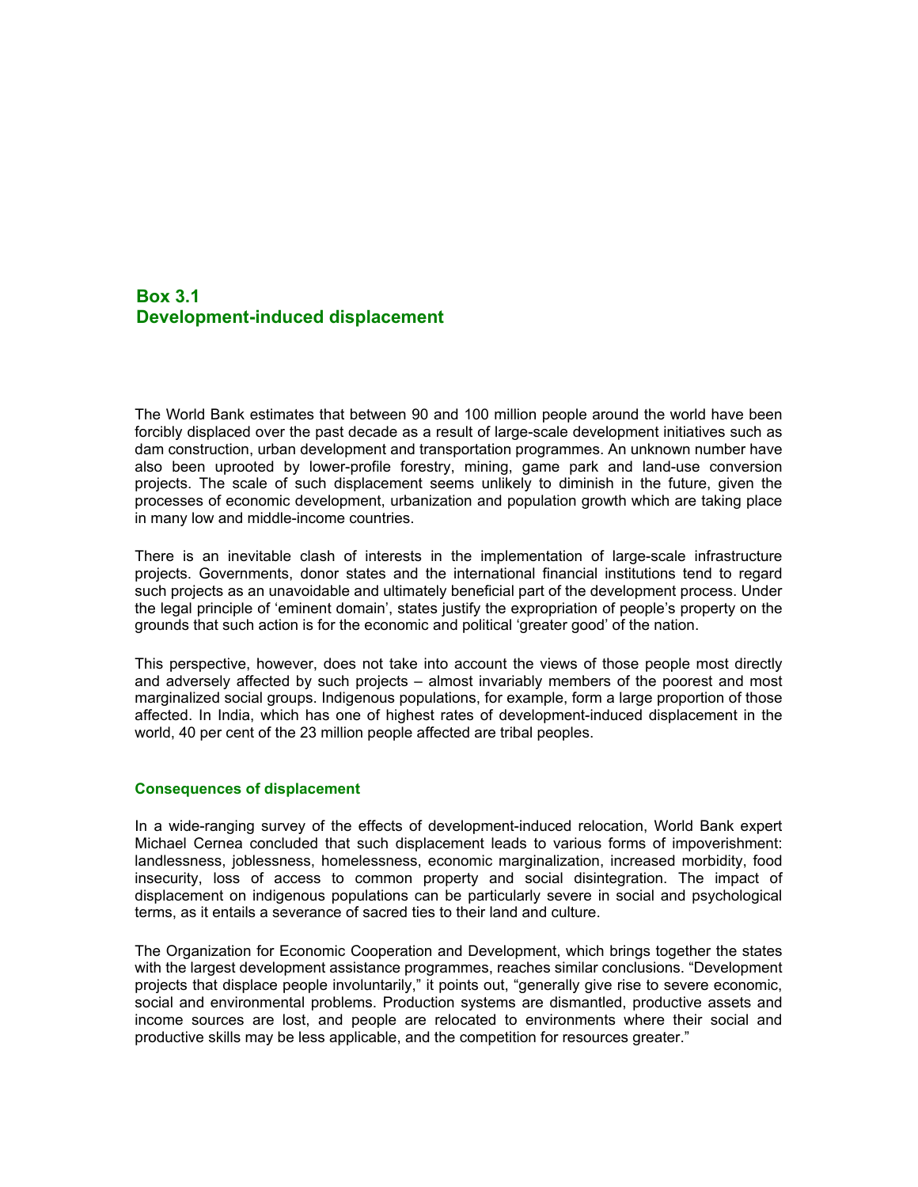## Box 3.1
## Development-induced displacement

The World Bank estimates that between 90 and 100 million people around the world have been forcibly displaced over the past decade as a result of large-scale development initiatives such as dam construction, urban development and transportation programmes. An unknown number have also been uprooted by lower-profile forestry, mining, game park and land-use conversion projects. The scale of such displacement seems unlikely to diminish in the future, given the processes of economic development, urbanization and population growth which are taking place in many low and middle-income countries.

There is an inevitable clash of interests in the implementation of large-scale infrastructure projects. Governments, donor states and the international financial institutions tend to regard such projects as an unavoidable and ultimately beneficial part of the development process. Under the legal principle of 'eminent domain', states justify the expropriation of people's property on the grounds that such action is for the economic and political 'greater good' of the nation.

This perspective, however, does not take into account the views of those people most directly and adversely affected by such projects – almost invariably members of the poorest and most marginalized social groups. Indigenous populations, for example, form a large proportion of those affected. In India, which has one of highest rates of development-induced displacement in the world, 40 per cent of the 23 million people affected are tribal peoples.

### Consequences of displacement

In a wide-ranging survey of the effects of development-induced relocation, World Bank expert Michael Cernea concluded that such displacement leads to various forms of impoverishment: landlessness, joblessness, homelessness, economic marginalization, increased morbidity, food insecurity, loss of access to common property and social disintegration. The impact of displacement on indigenous populations can be particularly severe in social and psychological terms, as it entails a severance of sacred ties to their land and culture.

The Organization for Economic Cooperation and Development, which brings together the states with the largest development assistance programmes, reaches similar conclusions. "Development projects that displace people involuntarily," it points out, "generally give rise to severe economic, social and environmental problems. Production systems are dismantled, productive assets and income sources are lost, and people are relocated to environments where their social and productive skills may be less applicable, and the competition for resources greater."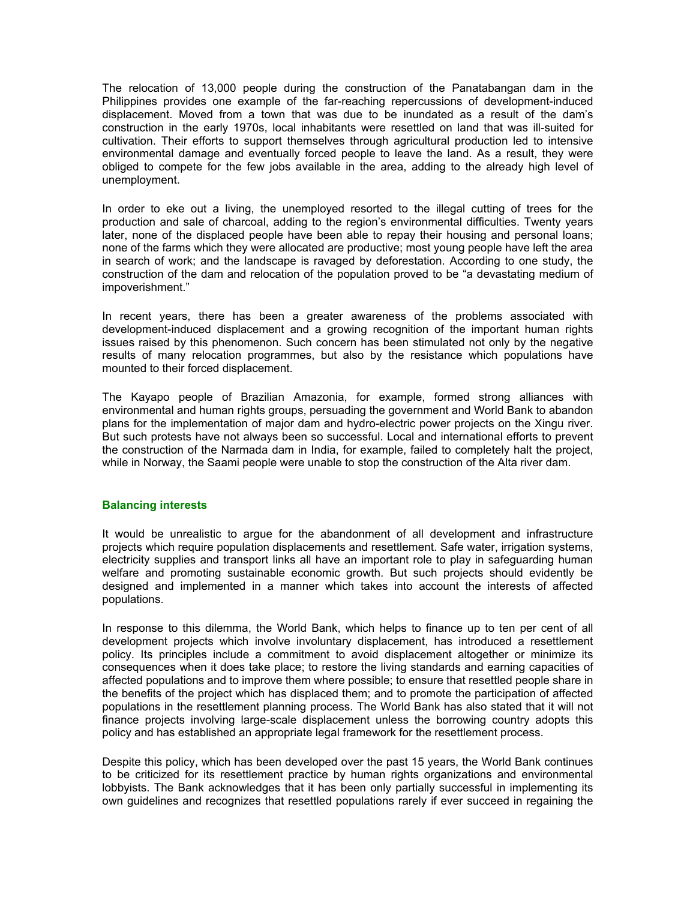The relocation of 13,000 people during the construction of the Panatabangan dam in the Philippines provides one example of the far-reaching repercussions of development-induced displacement. Moved from a town that was due to be inundated as a result of the dam's construction in the early 1970s, local inhabitants were resettled on land that was ill-suited for cultivation. Their efforts to support themselves through agricultural production led to intensive environmental damage and eventually forced people to leave the land. As a result, they were obliged to compete for the few jobs available in the area, adding to the already high level of unemployment.

In order to eke out a living, the unemployed resorted to the illegal cutting of trees for the production and sale of charcoal, adding to the region's environmental difficulties. Twenty years later, none of the displaced people have been able to repay their housing and personal loans; none of the farms which they were allocated are productive; most young people have left the area in search of work; and the landscape is ravaged by deforestation. According to one study, the construction of the dam and relocation of the population proved to be "a devastating medium of impoverishment."

In recent years, there has been a greater awareness of the problems associated with development-induced displacement and a growing recognition of the important human rights issues raised by this phenomenon. Such concern has been stimulated not only by the negative results of many relocation programmes, but also by the resistance which populations have mounted to their forced displacement.

The Kayapo people of Brazilian Amazonia, for example, formed strong alliances with environmental and human rights groups, persuading the government and World Bank to abandon plans for the implementation of major dam and hydro-electric power projects on the Xingu river. But such protests have not always been so successful. Local and international efforts to prevent the construction of the Narmada dam in India, for example, failed to completely halt the project, while in Norway, the Saami people were unable to stop the construction of the Alta river dam.

### Balancing interests

It would be unrealistic to argue for the abandonment of all development and infrastructure projects which require population displacements and resettlement. Safe water, irrigation systems, electricity supplies and transport links all have an important role to play in safeguarding human welfare and promoting sustainable economic growth. But such projects should evidently be designed and implemented in a manner which takes into account the interests of affected populations.

In response to this dilemma, the World Bank, which helps to finance up to ten per cent of all development projects which involve involuntary displacement, has introduced a resettlement policy. Its principles include a commitment to avoid displacement altogether or minimize its consequences when it does take place; to restore the living standards and earning capacities of affected populations and to improve them where possible; to ensure that resettled people share in the benefits of the project which has displaced them; and to promote the participation of affected populations in the resettlement planning process. The World Bank has also stated that it will not finance projects involving large-scale displacement unless the borrowing country adopts this policy and has established an appropriate legal framework for the resettlement process.

Despite this policy, which has been developed over the past 15 years, the World Bank continues to be criticized for its resettlement practice by human rights organizations and environmental lobbyists. The Bank acknowledges that it has been only partially successful in implementing its own guidelines and recognizes that resettled populations rarely if ever succeed in regaining the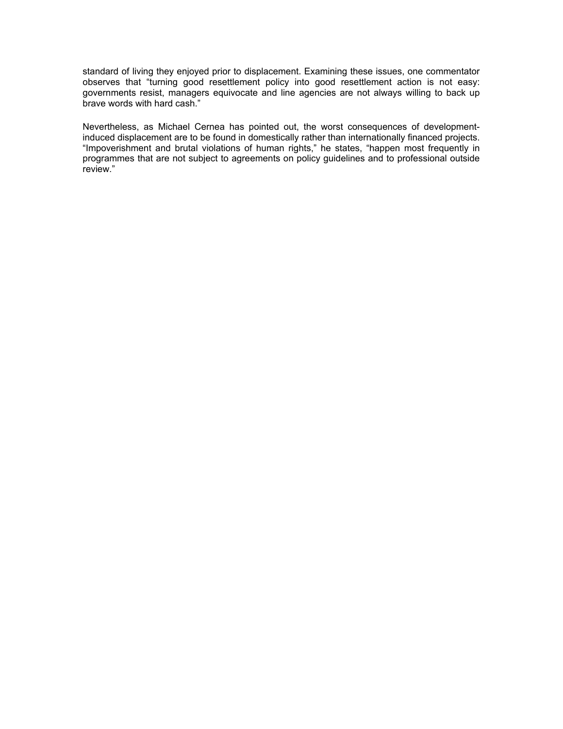standard of living they enjoyed prior to displacement. Examining these issues, one commentator observes that “turning good resettlement policy into good resettlement action is not easy: governments resist, managers equivocate and line agencies are not always willing to back up brave words with hard cash.”

Nevertheless, as Michael Cernea has pointed out, the worst consequences of development-induced displacement are to be found in domestically rather than internationally financed projects. “Impoverishment and brutal violations of human rights,” he states, “happen most frequently in programmes that are not subject to agreements on policy guidelines and to professional outside review.”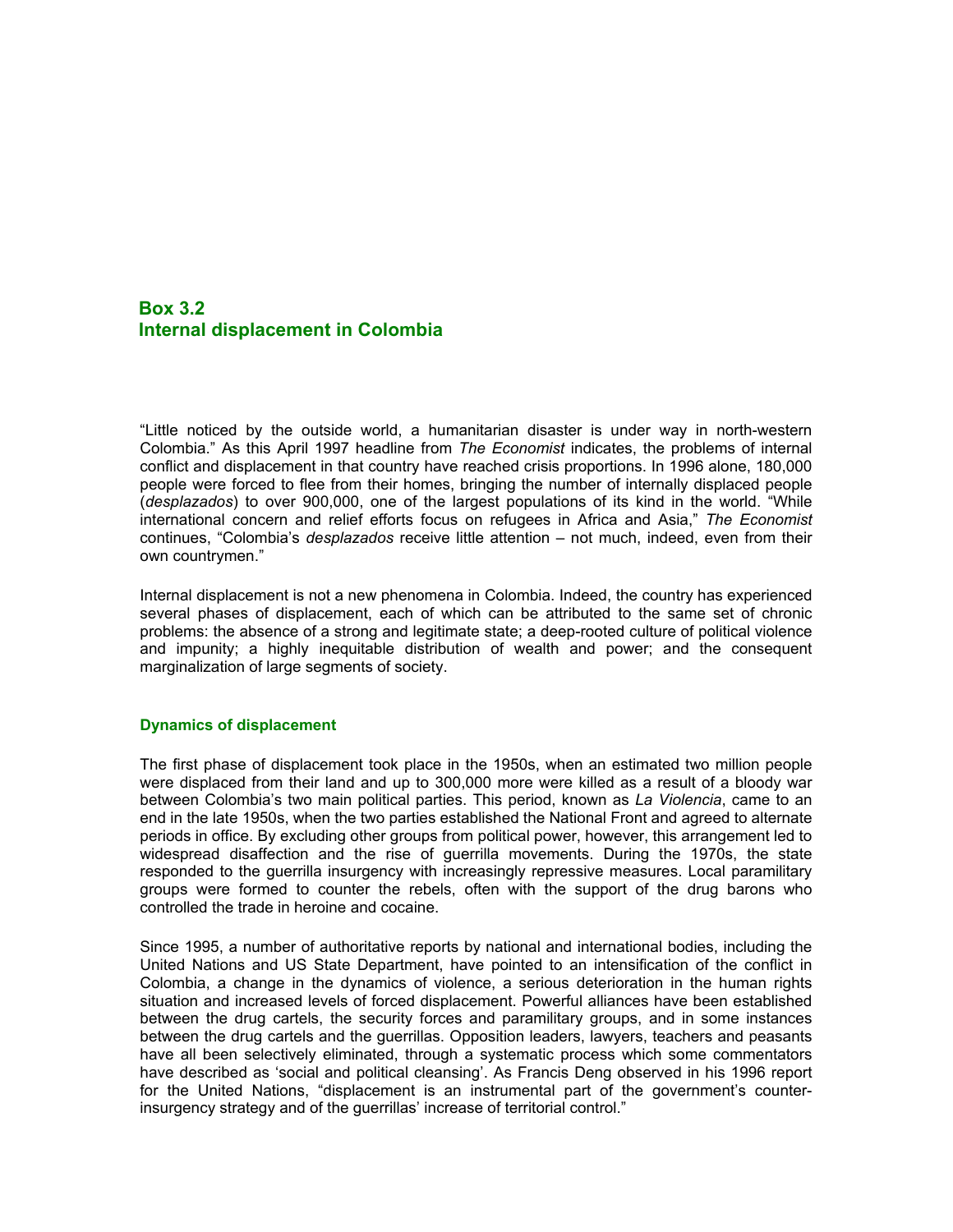## Box 3.2
## Internal displacement in Colombia

"Little noticed by the outside world, a humanitarian disaster is under way in north-western Colombia." As this April 1997 headline from *The Economist* indicates, the problems of internal conflict and displacement in that country have reached crisis proportions. In 1996 alone, 180,000 people were forced to flee from their homes, bringing the number of internally displaced people (*desplazados*) to over 900,000, one of the largest populations of its kind in the world. "While international concern and relief efforts focus on refugees in Africa and Asia," *The Economist* continues, "Colombia's *desplazados* receive little attention – not much, indeed, even from their own countrymen."

Internal displacement is not a new phenomena in Colombia. Indeed, the country has experienced several phases of displacement, each of which can be attributed to the same set of chronic problems: the absence of a strong and legitimate state; a deep-rooted culture of political violence and impunity; a highly inequitable distribution of wealth and power; and the consequent marginalization of large segments of society.

### Dynamics of displacement

The first phase of displacement took place in the 1950s, when an estimated two million people were displaced from their land and up to 300,000 more were killed as a result of a bloody war between Colombia's two main political parties. This period, known as *La Violencia*, came to an end in the late 1950s, when the two parties established the National Front and agreed to alternate periods in office. By excluding other groups from political power, however, this arrangement led to widespread disaffection and the rise of guerrilla movements. During the 1970s, the state responded to the guerrilla insurgency with increasingly repressive measures. Local paramilitary groups were formed to counter the rebels, often with the support of the drug barons who controlled the trade in heroine and cocaine.

Since 1995, a number of authoritative reports by national and international bodies, including the United Nations and US State Department, have pointed to an intensification of the conflict in Colombia, a change in the dynamics of violence, a serious deterioration in the human rights situation and increased levels of forced displacement. Powerful alliances have been established between the drug cartels, the security forces and paramilitary groups, and in some instances between the drug cartels and the guerrillas. Opposition leaders, lawyers, teachers and peasants have all been selectively eliminated, through a systematic process which some commentators have described as 'social and political cleansing'. As Francis Deng observed in his 1996 report for the United Nations, "displacement is an instrumental part of the government's counter-insurgency strategy and of the guerrillas' increase of territorial control."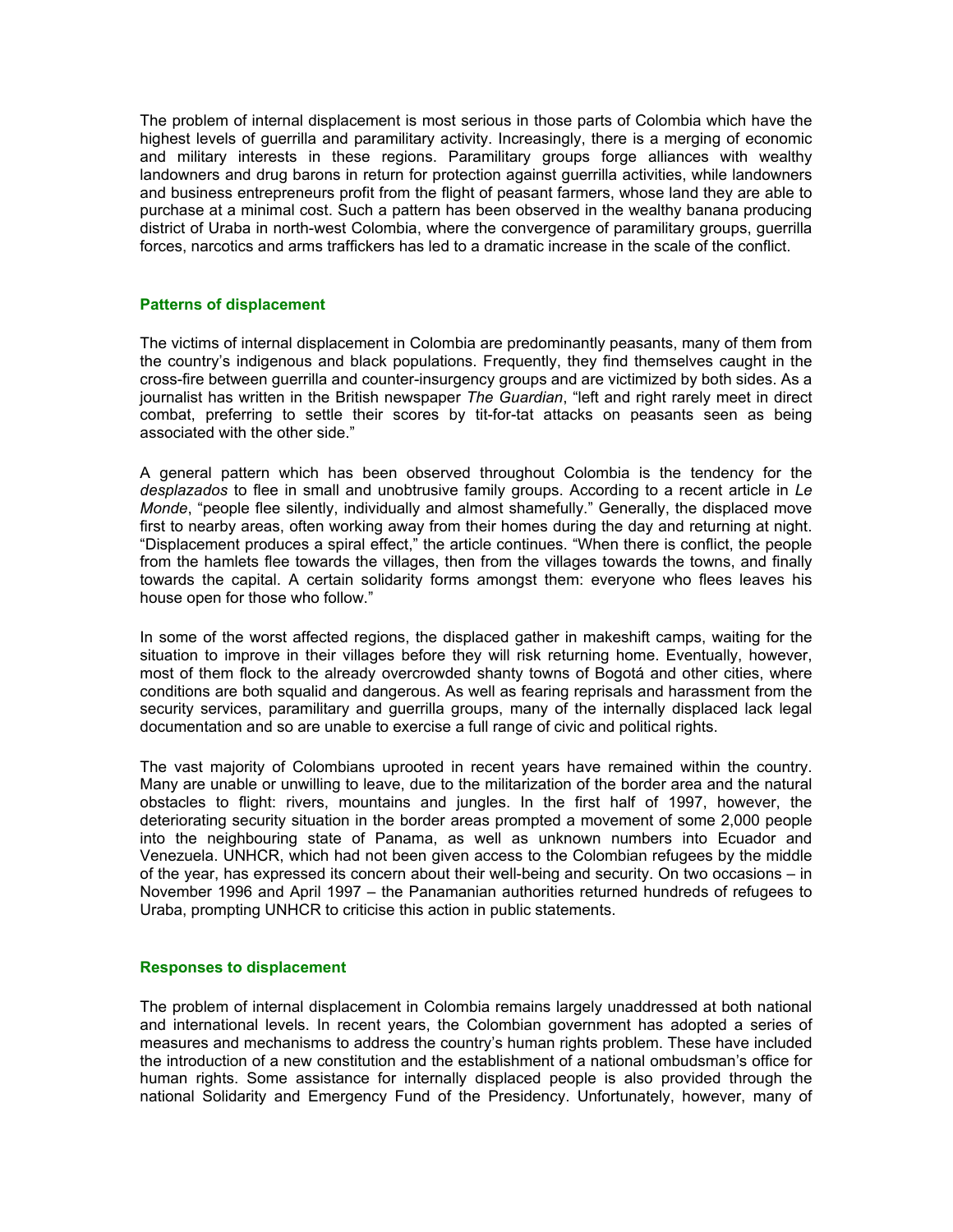The problem of internal displacement is most serious in those parts of Colombia which have the highest levels of guerrilla and paramilitary activity. Increasingly, there is a merging of economic and military interests in these regions. Paramilitary groups forge alliances with wealthy landowners and drug barons in return for protection against guerrilla activities, while landowners and business entrepreneurs profit from the flight of peasant farmers, whose land they are able to purchase at a minimal cost. Such a pattern has been observed in the wealthy banana producing district of Uraba in north-west Colombia, where the convergence of paramilitary groups, guerrilla forces, narcotics and arms traffickers has led to a dramatic increase in the scale of the conflict.

## Patterns of displacement

The victims of internal displacement in Colombia are predominantly peasants, many of them from the country's indigenous and black populations. Frequently, they find themselves caught in the cross-fire between guerrilla and counter-insurgency groups and are victimized by both sides. As a journalist has written in the British newspaper *The Guardian*, "left and right rarely meet in direct combat, preferring to settle their scores by tit-for-tat attacks on peasants seen as being associated with the other side."

A general pattern which has been observed throughout Colombia is the tendency for the *desplazados* to flee in small and unobtrusive family groups. According to a recent article in *Le Monde*, "people flee silently, individually and almost shamefully." Generally, the displaced move first to nearby areas, often working away from their homes during the day and returning at night. "Displacement produces a spiral effect," the article continues. "When there is conflict, the people from the hamlets flee towards the villages, then from the villages towards the towns, and finally towards the capital. A certain solidarity forms amongst them: everyone who flees leaves his house open for those who follow."

In some of the worst affected regions, the displaced gather in makeshift camps, waiting for the situation to improve in their villages before they will risk returning home. Eventually, however, most of them flock to the already overcrowded shanty towns of Bogotá and other cities, where conditions are both squalid and dangerous. As well as fearing reprisals and harassment from the security services, paramilitary and guerrilla groups, many of the internally displaced lack legal documentation and so are unable to exercise a full range of civic and political rights.

The vast majority of Colombians uprooted in recent years have remained within the country. Many are unable or unwilling to leave, due to the militarization of the border area and the natural obstacles to flight: rivers, mountains and jungles. In the first half of 1997, however, the deteriorating security situation in the border areas prompted a movement of some 2,000 people into the neighbouring state of Panama, as well as unknown numbers into Ecuador and Venezuela. UNHCR, which had not been given access to the Colombian refugees by the middle of the year, has expressed its concern about their well-being and security. On two occasions – in November 1996 and April 1997 – the Panamanian authorities returned hundreds of refugees to Uraba, prompting UNHCR to criticise this action in public statements.

## Responses to displacement

The problem of internal displacement in Colombia remains largely unaddressed at both national and international levels. In recent years, the Colombian government has adopted a series of measures and mechanisms to address the country's human rights problem. These have included the introduction of a new constitution and the establishment of a national ombudsman's office for human rights. Some assistance for internally displaced people is also provided through the national Solidarity and Emergency Fund of the Presidency. Unfortunately, however, many of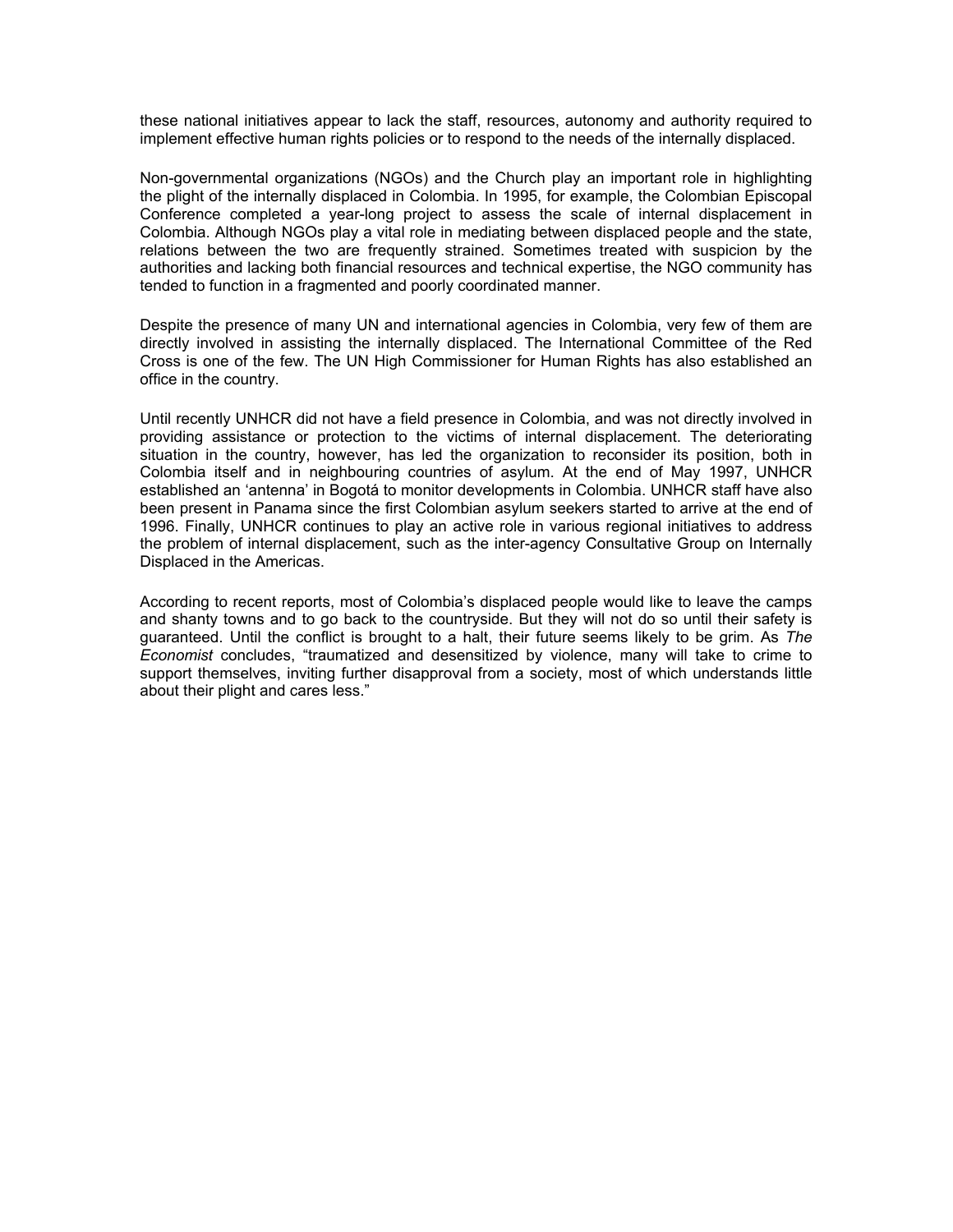these national initiatives appear to lack the staff, resources, autonomy and authority required to implement effective human rights policies or to respond to the needs of the internally displaced.

Non-governmental organizations (NGOs) and the Church play an important role in highlighting the plight of the internally displaced in Colombia. In 1995, for example, the Colombian Episcopal Conference completed a year-long project to assess the scale of internal displacement in Colombia. Although NGOs play a vital role in mediating between displaced people and the state, relations between the two are frequently strained. Sometimes treated with suspicion by the authorities and lacking both financial resources and technical expertise, the NGO community has tended to function in a fragmented and poorly coordinated manner.

Despite the presence of many UN and international agencies in Colombia, very few of them are directly involved in assisting the internally displaced. The International Committee of the Red Cross is one of the few. The UN High Commissioner for Human Rights has also established an office in the country.

Until recently UNHCR did not have a field presence in Colombia, and was not directly involved in providing assistance or protection to the victims of internal displacement. The deteriorating situation in the country, however, has led the organization to reconsider its position, both in Colombia itself and in neighbouring countries of asylum. At the end of May 1997, UNHCR established an 'antenna' in Bogotá to monitor developments in Colombia. UNHCR staff have also been present in Panama since the first Colombian asylum seekers started to arrive at the end of 1996. Finally, UNHCR continues to play an active role in various regional initiatives to address the problem of internal displacement, such as the inter-agency Consultative Group on Internally Displaced in the Americas.

According to recent reports, most of Colombia's displaced people would like to leave the camps and shanty towns and to go back to the countryside. But they will not do so until their safety is guaranteed. Until the conflict is brought to a halt, their future seems likely to be grim. As *The Economist* concludes, "traumatized and desensitized by violence, many will take to crime to support themselves, inviting further disapproval from a society, most of which understands little about their plight and cares less."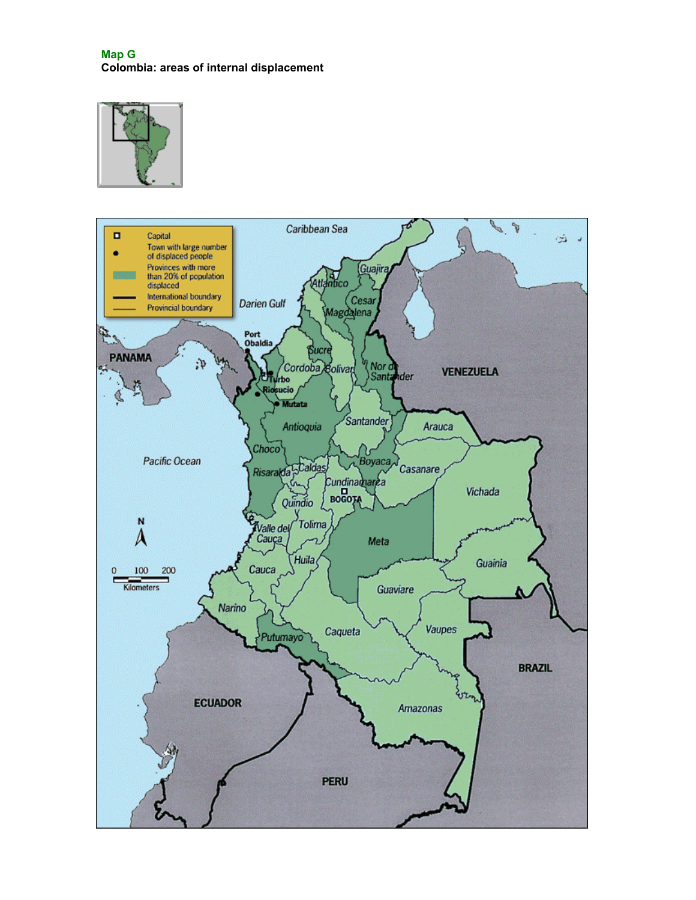**Map G**

**Colombia: areas of internal displacement**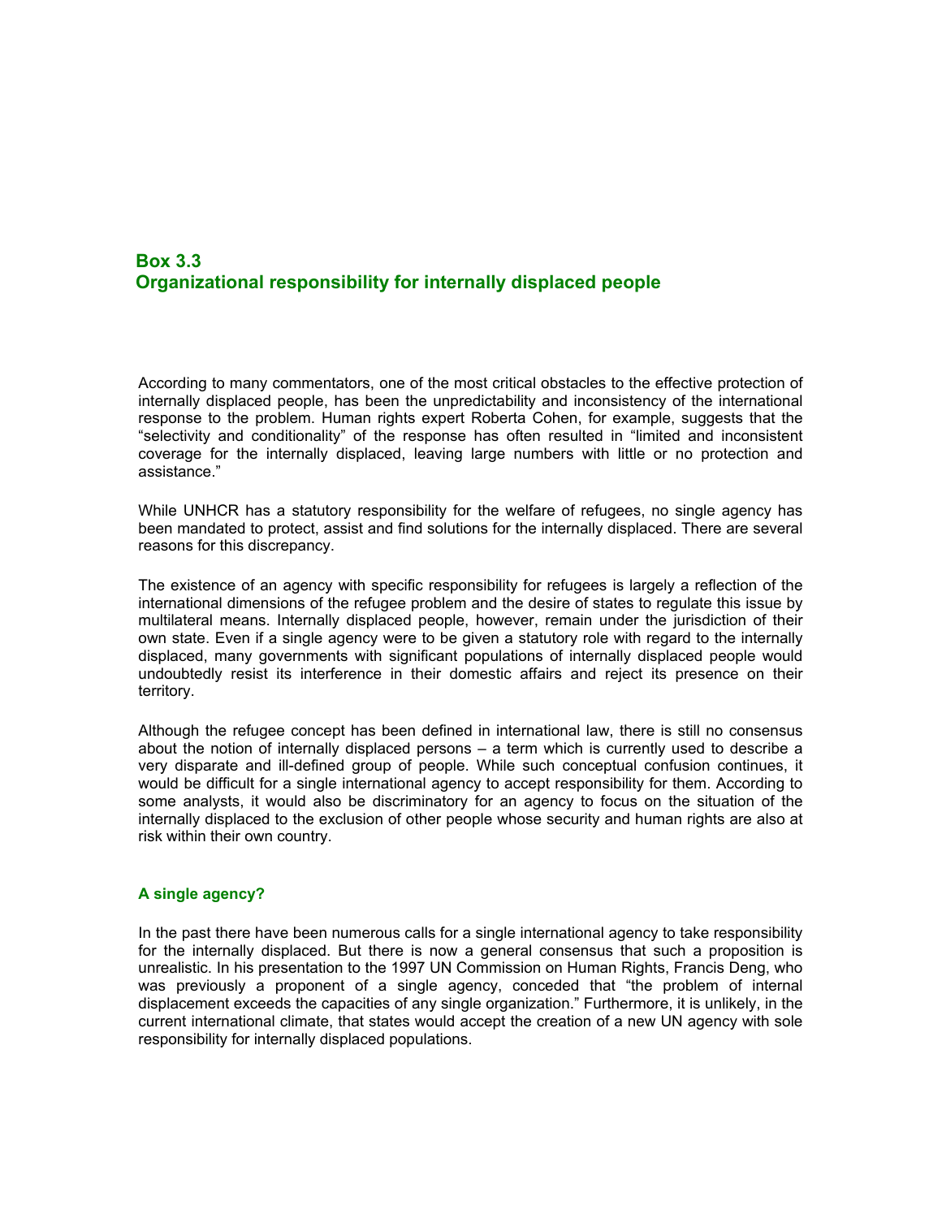## Box 3.3
## Organizational responsibility for internally displaced people

According to many commentators, one of the most critical obstacles to the effective protection of internally displaced people, has been the unpredictability and inconsistency of the international response to the problem. Human rights expert Roberta Cohen, for example, suggests that the “selectivity and conditionality” of the response has often resulted in “limited and inconsistent coverage for the internally displaced, leaving large numbers with little or no protection and assistance.”

While UNHCR has a statutory responsibility for the welfare of refugees, no single agency has been mandated to protect, assist and find solutions for the internally displaced. There are several reasons for this discrepancy.

The existence of an agency with specific responsibility for refugees is largely a reflection of the international dimensions of the refugee problem and the desire of states to regulate this issue by multilateral means. Internally displaced people, however, remain under the jurisdiction of their own state. Even if a single agency were to be given a statutory role with regard to the internally displaced, many governments with significant populations of internally displaced people would undoubtedly resist its interference in their domestic affairs and reject its presence on their territory.

Although the refugee concept has been defined in international law, there is still no consensus about the notion of internally displaced persons – a term which is currently used to describe a very disparate and ill-defined group of people. While such conceptual confusion continues, it would be difficult for a single international agency to accept responsibility for them. According to some analysts, it would also be discriminatory for an agency to focus on the situation of the internally displaced to the exclusion of other people whose security and human rights are also at risk within their own country.

### A single agency?

In the past there have been numerous calls for a single international agency to take responsibility for the internally displaced. But there is now a general consensus that such a proposition is unrealistic. In his presentation to the 1997 UN Commission on Human Rights, Francis Deng, who was previously a proponent of a single agency, conceded that “the problem of internal displacement exceeds the capacities of any single organization.” Furthermore, it is unlikely, in the current international climate, that states would accept the creation of a new UN agency with sole responsibility for internally displaced populations.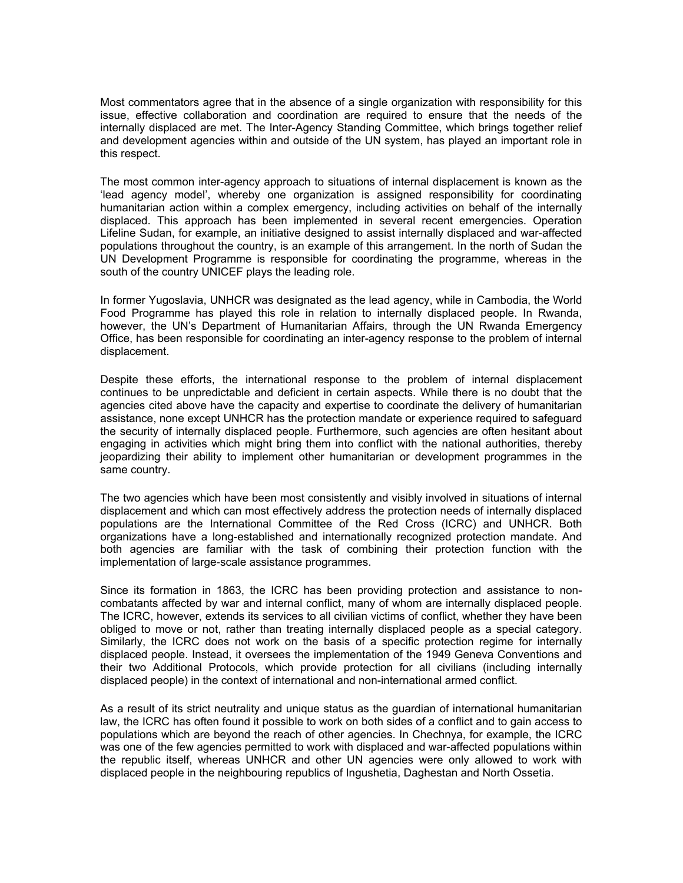Most commentators agree that in the absence of a single organization with responsibility for this issue, effective collaboration and coordination are required to ensure that the needs of the internally displaced are met. The Inter-Agency Standing Committee, which brings together relief and development agencies within and outside of the UN system, has played an important role in this respect.

The most common inter-agency approach to situations of internal displacement is known as the 'lead agency model', whereby one organization is assigned responsibility for coordinating humanitarian action within a complex emergency, including activities on behalf of the internally displaced. This approach has been implemented in several recent emergencies. Operation Lifeline Sudan, for example, an initiative designed to assist internally displaced and war-affected populations throughout the country, is an example of this arrangement. In the north of Sudan the UN Development Programme is responsible for coordinating the programme, whereas in the south of the country UNICEF plays the leading role.

In former Yugoslavia, UNHCR was designated as the lead agency, while in Cambodia, the World Food Programme has played this role in relation to internally displaced people. In Rwanda, however, the UN's Department of Humanitarian Affairs, through the UN Rwanda Emergency Office, has been responsible for coordinating an inter-agency response to the problem of internal displacement.

Despite these efforts, the international response to the problem of internal displacement continues to be unpredictable and deficient in certain aspects. While there is no doubt that the agencies cited above have the capacity and expertise to coordinate the delivery of humanitarian assistance, none except UNHCR has the protection mandate or experience required to safeguard the security of internally displaced people. Furthermore, such agencies are often hesitant about engaging in activities which might bring them into conflict with the national authorities, thereby jeopardizing their ability to implement other humanitarian or development programmes in the same country.

The two agencies which have been most consistently and visibly involved in situations of internal displacement and which can most effectively address the protection needs of internally displaced populations are the International Committee of the Red Cross (ICRC) and UNHCR. Both organizations have a long-established and internationally recognized protection mandate. And both agencies are familiar with the task of combining their protection function with the implementation of large-scale assistance programmes.

Since its formation in 1863, the ICRC has been providing protection and assistance to non-combatants affected by war and internal conflict, many of whom are internally displaced people. The ICRC, however, extends its services to all civilian victims of conflict, whether they have been obliged to move or not, rather than treating internally displaced people as a special category. Similarly, the ICRC does not work on the basis of a specific protection regime for internally displaced people. Instead, it oversees the implementation of the 1949 Geneva Conventions and their two Additional Protocols, which provide protection for all civilians (including internally displaced people) in the context of international and non-international armed conflict.

As a result of its strict neutrality and unique status as the guardian of international humanitarian law, the ICRC has often found it possible to work on both sides of a conflict and to gain access to populations which are beyond the reach of other agencies. In Chechnya, for example, the ICRC was one of the few agencies permitted to work with displaced and war-affected populations within the republic itself, whereas UNHCR and other UN agencies were only allowed to work with displaced people in the neighbouring republics of Ingushetia, Daghestan and North Ossetia.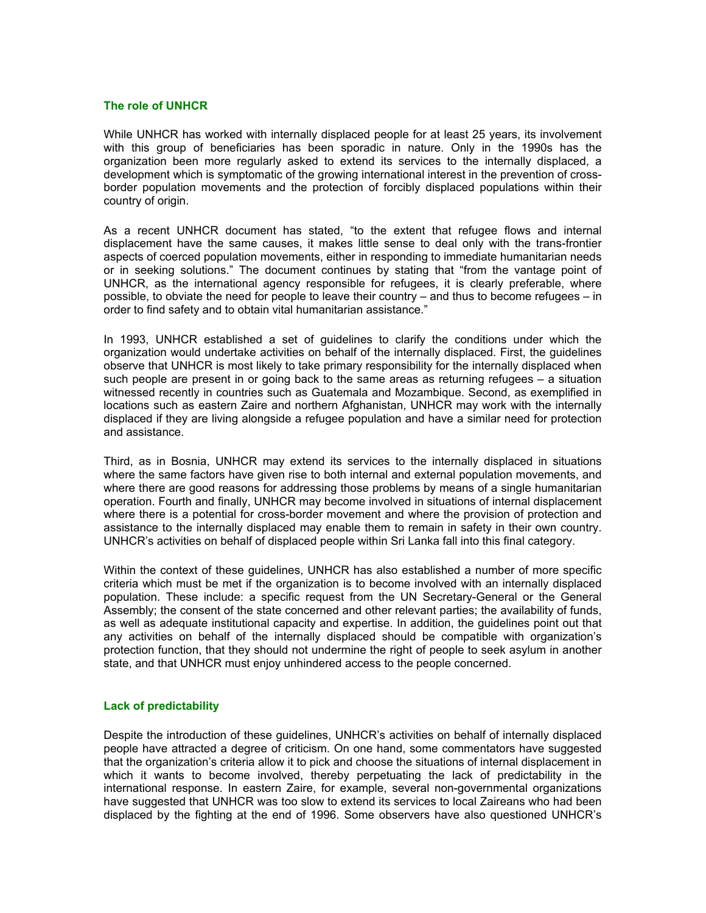### The role of UNHCR

While UNHCR has worked with internally displaced people for at least 25 years, its involvement with this group of beneficiaries has been sporadic in nature. Only in the 1990s has the organization been more regularly asked to extend its services to the internally displaced, a development which is symptomatic of the growing international interest in the prevention of cross-border population movements and the protection of forcibly displaced populations within their country of origin.

As a recent UNHCR document has stated, "to the extent that refugee flows and internal displacement have the same causes, it makes little sense to deal only with the trans-frontier aspects of coerced population movements, either in responding to immediate humanitarian needs or in seeking solutions." The document continues by stating that "from the vantage point of UNHCR, as the international agency responsible for refugees, it is clearly preferable, where possible, to obviate the need for people to leave their country – and thus to become refugees – in order to find safety and to obtain vital humanitarian assistance."

In 1993, UNHCR established a set of guidelines to clarify the conditions under which the organization would undertake activities on behalf of the internally displaced. First, the guidelines observe that UNHCR is most likely to take primary responsibility for the internally displaced when such people are present in or going back to the same areas as returning refugees – a situation witnessed recently in countries such as Guatemala and Mozambique. Second, as exemplified in locations such as eastern Zaire and northern Afghanistan, UNHCR may work with the internally displaced if they are living alongside a refugee population and have a similar need for protection and assistance.

Third, as in Bosnia, UNHCR may extend its services to the internally displaced in situations where the same factors have given rise to both internal and external population movements, and where there are good reasons for addressing those problems by means of a single humanitarian operation. Fourth and finally, UNHCR may become involved in situations of internal displacement where there is a potential for cross-border movement and where the provision of protection and assistance to the internally displaced may enable them to remain in safety in their own country. UNHCR's activities on behalf of displaced people within Sri Lanka fall into this final category.

Within the context of these guidelines, UNHCR has also established a number of more specific criteria which must be met if the organization is to become involved with an internally displaced population. These include: a specific request from the UN Secretary-General or the General Assembly; the consent of the state concerned and other relevant parties; the availability of funds, as well as adequate institutional capacity and expertise. In addition, the guidelines point out that any activities on behalf of the internally displaced should be compatible with organization's protection function, that they should not undermine the right of people to seek asylum in another state, and that UNHCR must enjoy unhindered access to the people concerned.

### Lack of predictability

Despite the introduction of these guidelines, UNHCR's activities on behalf of internally displaced people have attracted a degree of criticism. On one hand, some commentators have suggested that the organization's criteria allow it to pick and choose the situations of internal displacement in which it wants to become involved, thereby perpetuating the lack of predictability in the international response. In eastern Zaire, for example, several non-governmental organizations have suggested that UNHCR was too slow to extend its services to local Zaireans who had been displaced by the fighting at the end of 1996. Some observers have also questioned UNHCR's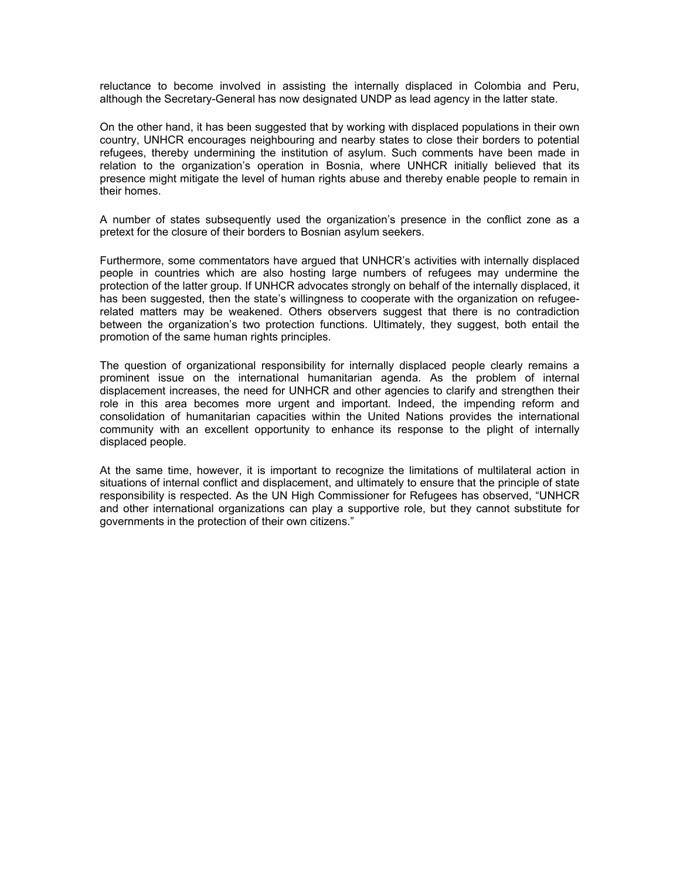reluctance to become involved in assisting the internally displaced in Colombia and Peru, although the Secretary-General has now designated UNDP as lead agency in the latter state.

On the other hand, it has been suggested that by working with displaced populations in their own country, UNHCR encourages neighbouring and nearby states to close their borders to potential refugees, thereby undermining the institution of asylum. Such comments have been made in relation to the organization's operation in Bosnia, where UNHCR initially believed that its presence might mitigate the level of human rights abuse and thereby enable people to remain in their homes.

A number of states subsequently used the organization's presence in the conflict zone as a pretext for the closure of their borders to Bosnian asylum seekers.

Furthermore, some commentators have argued that UNHCR's activities with internally displaced people in countries which are also hosting large numbers of refugees may undermine the protection of the latter group. If UNHCR advocates strongly on behalf of the internally displaced, it has been suggested, then the state's willingness to cooperate with the organization on refugee-related matters may be weakened. Others observers suggest that there is no contradiction between the organization's two protection functions. Ultimately, they suggest, both entail the promotion of the same human rights principles.

The question of organizational responsibility for internally displaced people clearly remains a prominent issue on the international humanitarian agenda. As the problem of internal displacement increases, the need for UNHCR and other agencies to clarify and strengthen their role in this area becomes more urgent and important. Indeed, the impending reform and consolidation of humanitarian capacities within the United Nations provides the international community with an excellent opportunity to enhance its response to the plight of internally displaced people.

At the same time, however, it is important to recognize the limitations of multilateral action in situations of internal conflict and displacement, and ultimately to ensure that the principle of state responsibility is respected. As the UN High Commissioner for Refugees has observed, "UNHCR and other international organizations can play a supportive role, but they cannot substitute for governments in the protection of their own citizens."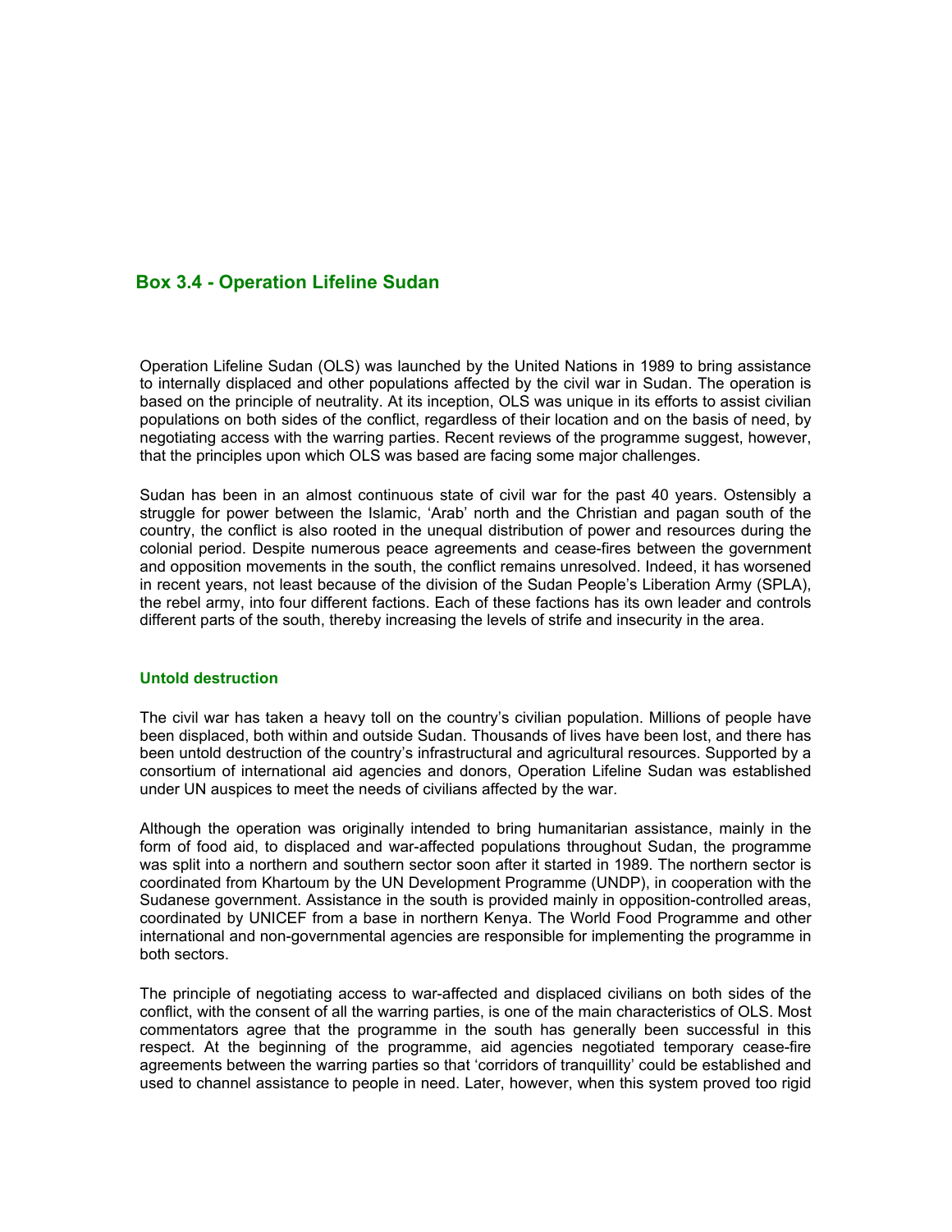## Box 3.4 - Operation Lifeline Sudan

Operation Lifeline Sudan (OLS) was launched by the United Nations in 1989 to bring assistance to internally displaced and other populations affected by the civil war in Sudan. The operation is based on the principle of neutrality. At its inception, OLS was unique in its efforts to assist civilian populations on both sides of the conflict, regardless of their location and on the basis of need, by negotiating access with the warring parties. Recent reviews of the programme suggest, however, that the principles upon which OLS was based are facing some major challenges.

Sudan has been in an almost continuous state of civil war for the past 40 years. Ostensibly a struggle for power between the Islamic, 'Arab' north and the Christian and pagan south of the country, the conflict is also rooted in the unequal distribution of power and resources during the colonial period. Despite numerous peace agreements and cease-fires between the government and opposition movements in the south, the conflict remains unresolved. Indeed, it has worsened in recent years, not least because of the division of the Sudan People's Liberation Army (SPLA), the rebel army, into four different factions. Each of these factions has its own leader and controls different parts of the south, thereby increasing the levels of strife and insecurity in the area.

### Untold destruction

The civil war has taken a heavy toll on the country's civilian population. Millions of people have been displaced, both within and outside Sudan. Thousands of lives have been lost, and there has been untold destruction of the country's infrastructural and agricultural resources. Supported by a consortium of international aid agencies and donors, Operation Lifeline Sudan was established under UN auspices to meet the needs of civilians affected by the war.

Although the operation was originally intended to bring humanitarian assistance, mainly in the form of food aid, to displaced and war-affected populations throughout Sudan, the programme was split into a northern and southern sector soon after it started in 1989. The northern sector is coordinated from Khartoum by the UN Development Programme (UNDP), in cooperation with the Sudanese government. Assistance in the south is provided mainly in opposition-controlled areas, coordinated by UNICEF from a base in northern Kenya. The World Food Programme and other international and non-governmental agencies are responsible for implementing the programme in both sectors.

The principle of negotiating access to war-affected and displaced civilians on both sides of the conflict, with the consent of all the warring parties, is one of the main characteristics of OLS. Most commentators agree that the programme in the south has generally been successful in this respect. At the beginning of the programme, aid agencies negotiated temporary cease-fire agreements between the warring parties so that 'corridors of tranquillity' could be established and used to channel assistance to people in need. Later, however, when this system proved too rigid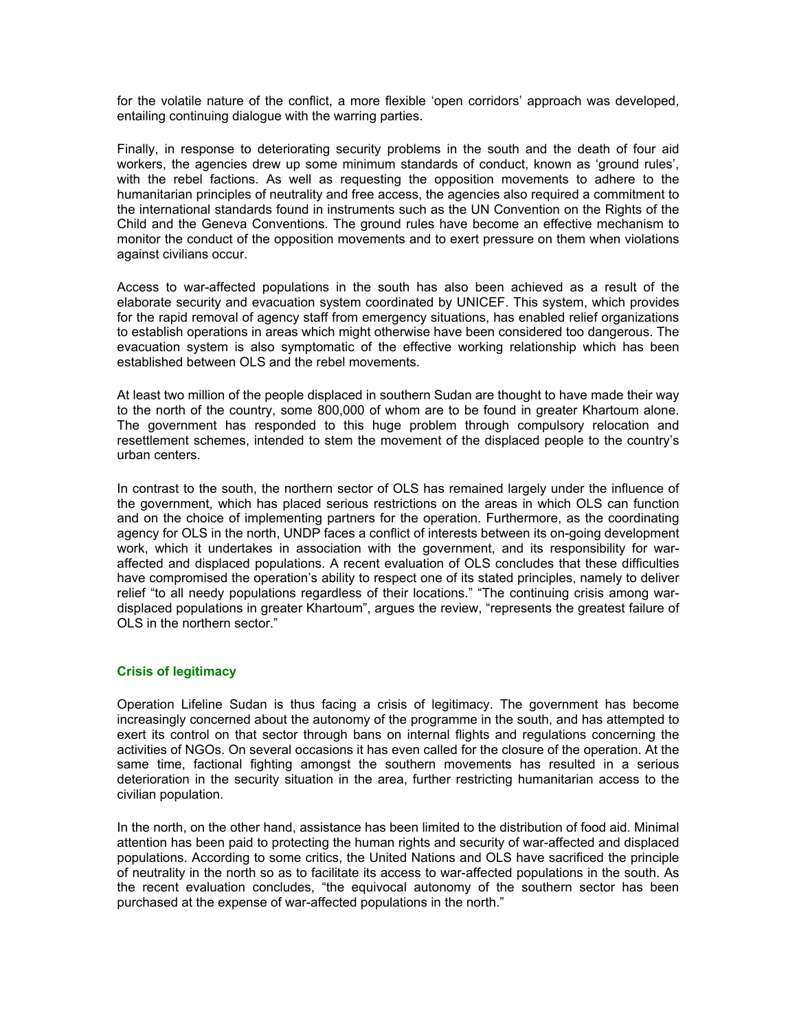for the volatile nature of the conflict, a more flexible 'open corridors' approach was developed, entailing continuing dialogue with the warring parties.

Finally, in response to deteriorating security problems in the south and the death of four aid workers, the agencies drew up some minimum standards of conduct, known as 'ground rules', with the rebel factions. As well as requesting the opposition movements to adhere to the humanitarian principles of neutrality and free access, the agencies also required a commitment to the international standards found in instruments such as the UN Convention on the Rights of the Child and the Geneva Conventions. The ground rules have become an effective mechanism to monitor the conduct of the opposition movements and to exert pressure on them when violations against civilians occur.

Access to war-affected populations in the south has also been achieved as a result of the elaborate security and evacuation system coordinated by UNICEF. This system, which provides for the rapid removal of agency staff from emergency situations, has enabled relief organizations to establish operations in areas which might otherwise have been considered too dangerous. The evacuation system is also symptomatic of the effective working relationship which has been established between OLS and the rebel movements.

At least two million of the people displaced in southern Sudan are thought to have made their way to the north of the country, some 800,000 of whom are to be found in greater Khartoum alone. The government has responded to this huge problem through compulsory relocation and resettlement schemes, intended to stem the movement of the displaced people to the country's urban centers.

In contrast to the south, the northern sector of OLS has remained largely under the influence of the government, which has placed serious restrictions on the areas in which OLS can function and on the choice of implementing partners for the operation. Furthermore, as the coordinating agency for OLS in the north, UNDP faces a conflict of interests between its on-going development work, which it undertakes in association with the government, and its responsibility for war-affected and displaced populations. A recent evaluation of OLS concludes that these difficulties have compromised the operation's ability to respect one of its stated principles, namely to deliver relief "to all needy populations regardless of their locations." "The continuing crisis among war-displaced populations in greater Khartoum", argues the review, "represents the greatest failure of OLS in the northern sector."

## Crisis of legitimacy

Operation Lifeline Sudan is thus facing a crisis of legitimacy. The government has become increasingly concerned about the autonomy of the programme in the south, and has attempted to exert its control on that sector through bans on internal flights and regulations concerning the activities of NGOs. On several occasions it has even called for the closure of the operation. At the same time, factional fighting amongst the southern movements has resulted in a serious deterioration in the security situation in the area, further restricting humanitarian access to the civilian population.

In the north, on the other hand, assistance has been limited to the distribution of food aid. Minimal attention has been paid to protecting the human rights and security of war-affected and displaced populations. According to some critics, the United Nations and OLS have sacrificed the principle of neutrality in the north so as to facilitate its access to war-affected populations in the south. As the recent evaluation concludes, "the equivocal autonomy of the southern sector has been purchased at the expense of war-affected populations in the north."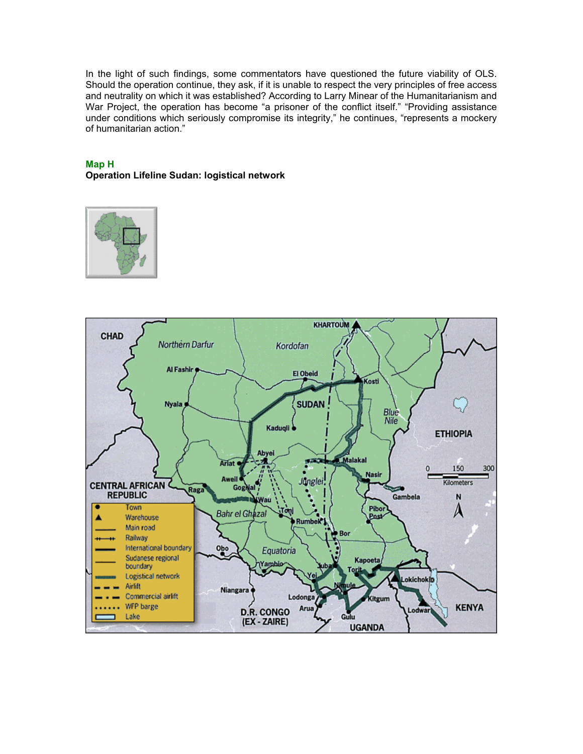In the light of such findings, some commentators have questioned the future viability of OLS. Should the operation continue, they ask, if it is unable to respect the very principles of free access and neutrality on which it was established? According to Larry Minear of the Humanitarianism and War Project, the operation has become "a prisoner of the conflict itself." "Providing assistance under conditions which seriously compromise its integrity," he continues, "represents a mockery of humanitarian action."

**Map H**
**Operation Lifeline Sudan: logistical network**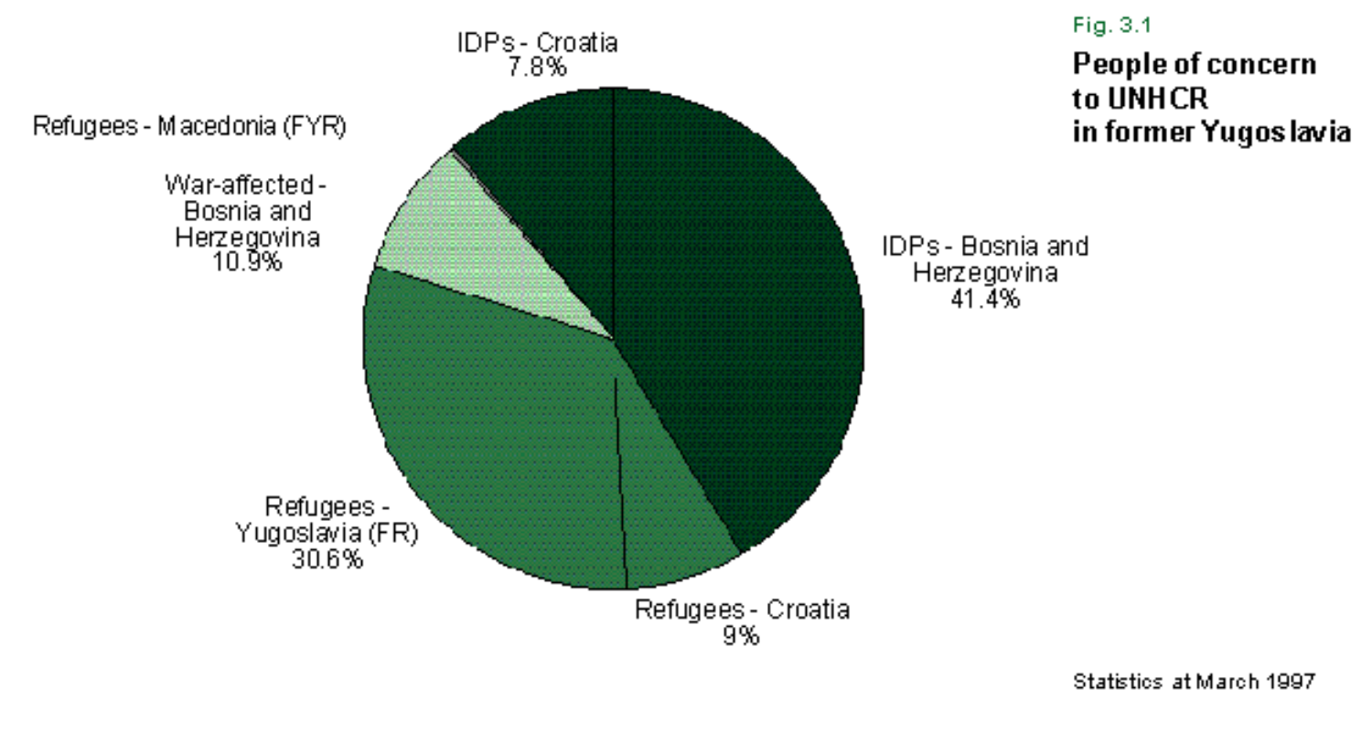Fig. 3.1

**People of concern to UNHCR in former Yugoslavia**

| Category | Percentage |
|---|---|
| IDPs - Bosnia and Herzegovina | 41.4% |
| Refugees - Yugoslavia (FR) | 30.6% |
| War-affected - Bosnia and Herzegovina | 10.9% |
| Refugees - Croatia | 9% |
| IDPs - Croatia | 7.8% |
| Refugees - Macedonia (FYR) | |

Statistics at March 1997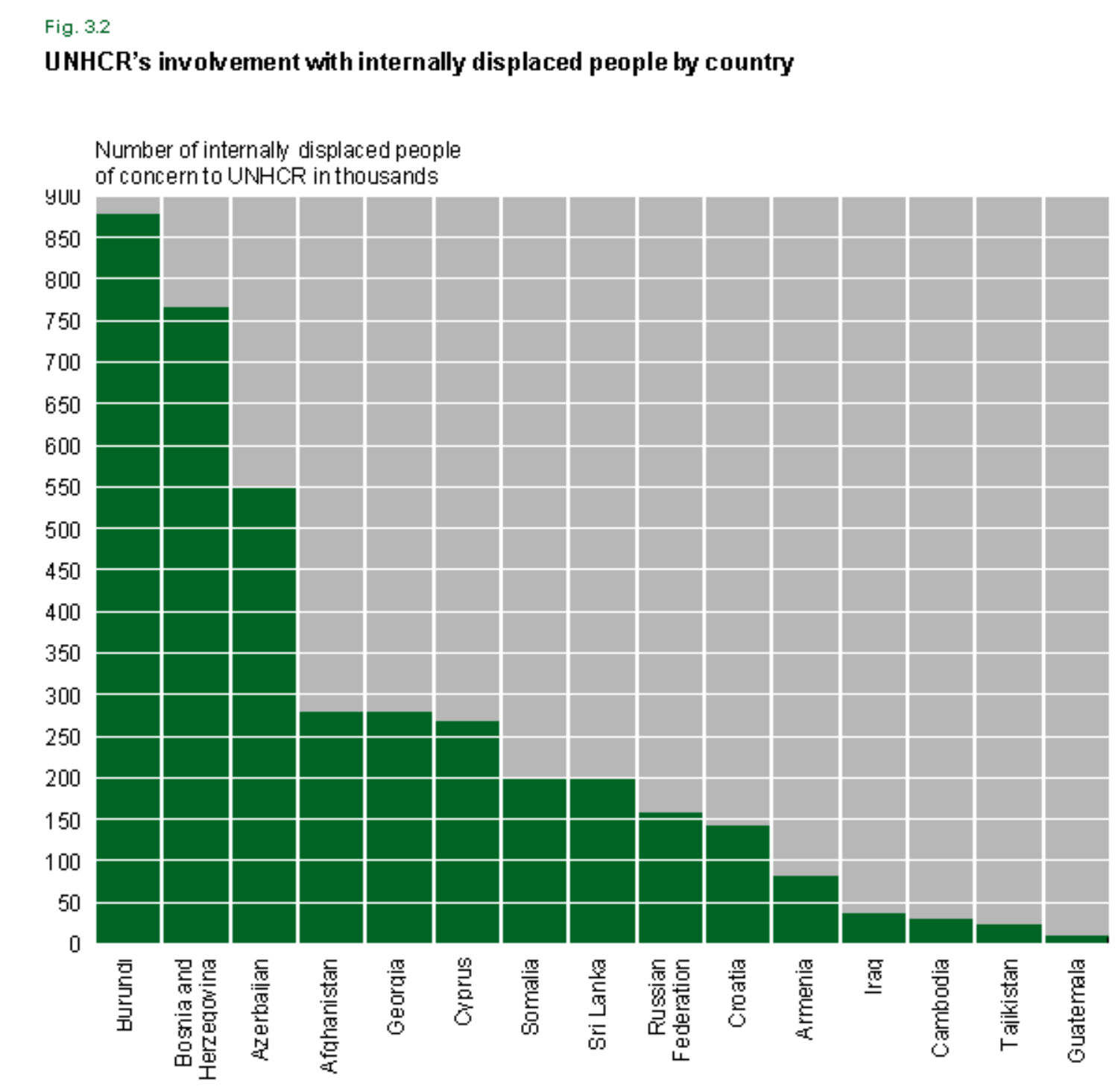Fig. 3.2

**UNHCR's involvement with internally displaced people by country**

Number of internally displaced people of concern to UNHCR in thousands

| Country | Number (thousands) |
|---|---|
| Burundi | 880 |
| Bosnia and Herzegovina | 768 |
| Azerbaijan | 550 |
| Afghanistan | 280 |
| Georgia | 280 |
| Cyprus | 268 |
| Somalia | 200 |
| Sri Lanka | 200 |
| Russian Federation | 160 |
| Croatia | 144 |
| Armenia | 82 |
| Iraq | 37 |
| Cambodia | 31 |
| Tajikistan | 24 |
| Guatemala | 10 |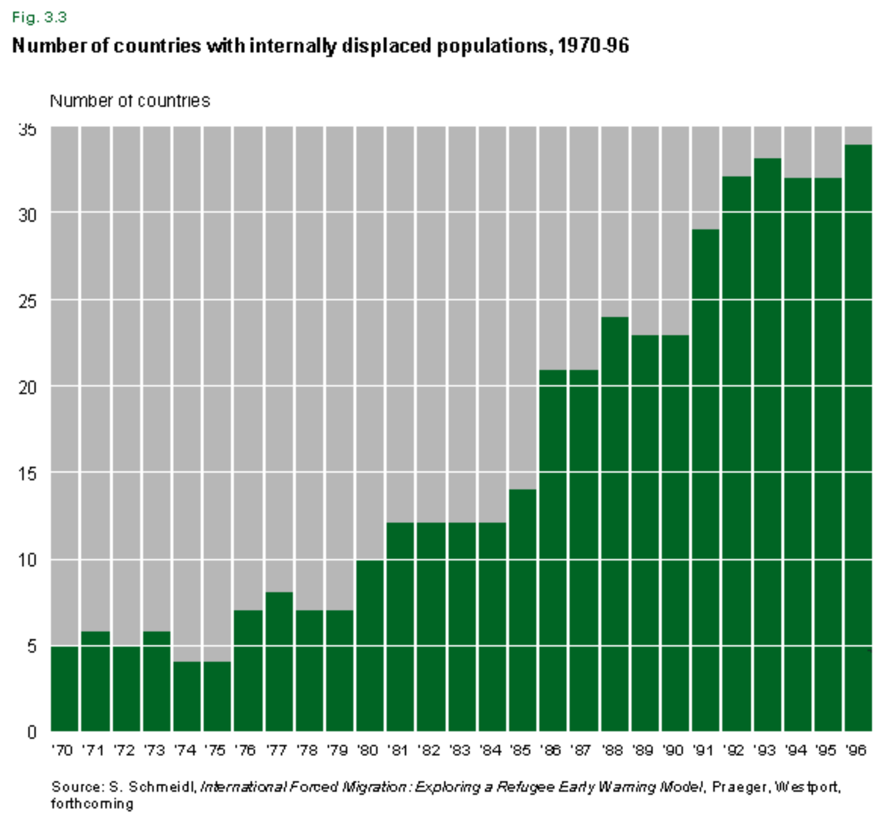Fig. 3.3

**Number of countries with internally displaced populations, 1970-96**

Source: S. Schmeidl, *International Forced Migration: Exploring a Refugee Early Warning Model*, Praeger, Westport, forthcoming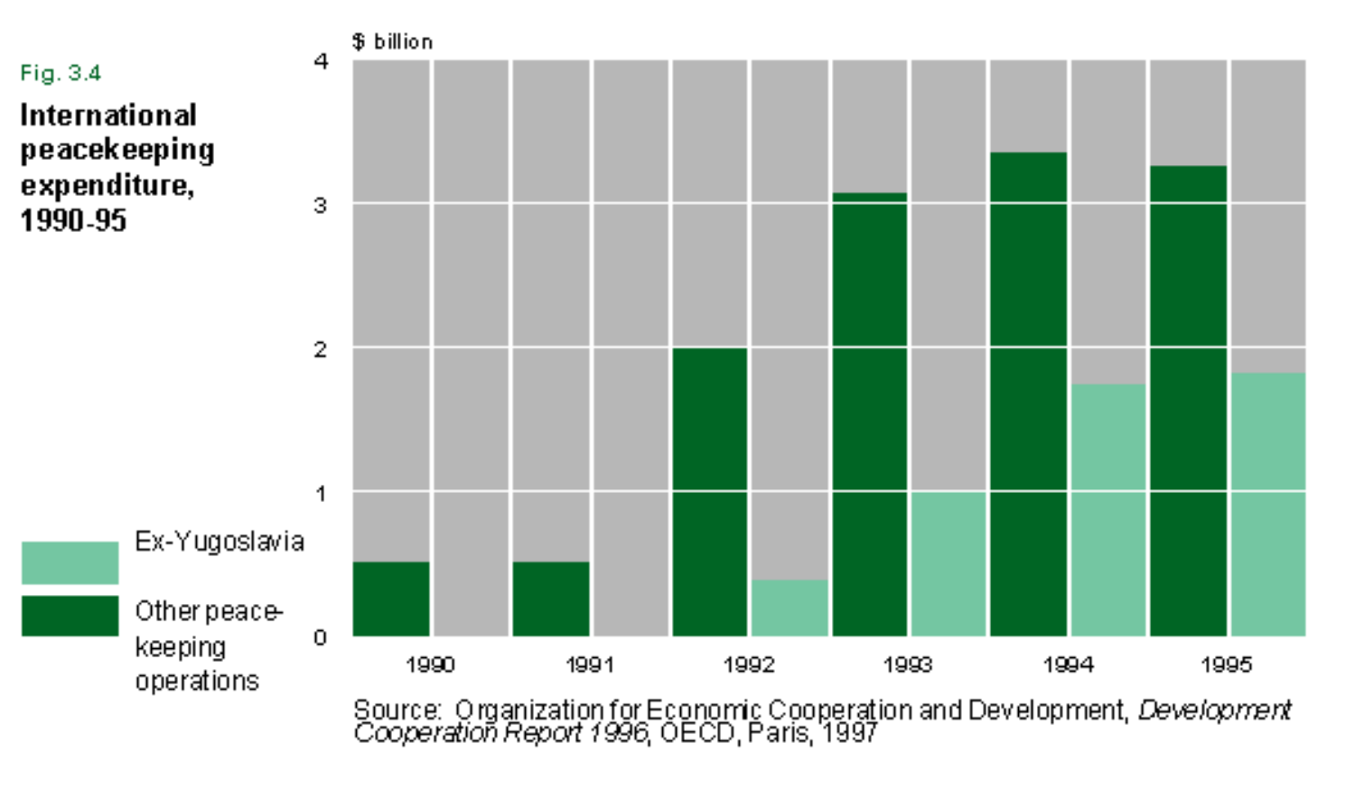Fig. 3.4

**International peacekeeping expenditure, 1990-95**

$ billion

| Year | Other peace-keeping operations | Ex-Yugoslavia |
|---|---|---|
| 1990 | 0.5 | 0 |
| 1991 | 0.5 | 0 |
| 1992 | 2.0 | 0.4 |
| 1993 | 3.05 | 1.0 |
| 1994 | 3.35 | 1.75 |
| 1995 | 3.25 | 1.8 |

Source: Organization for Economic Cooperation and Development, *Development Cooperation Report 1996*, OECD, Paris, 1997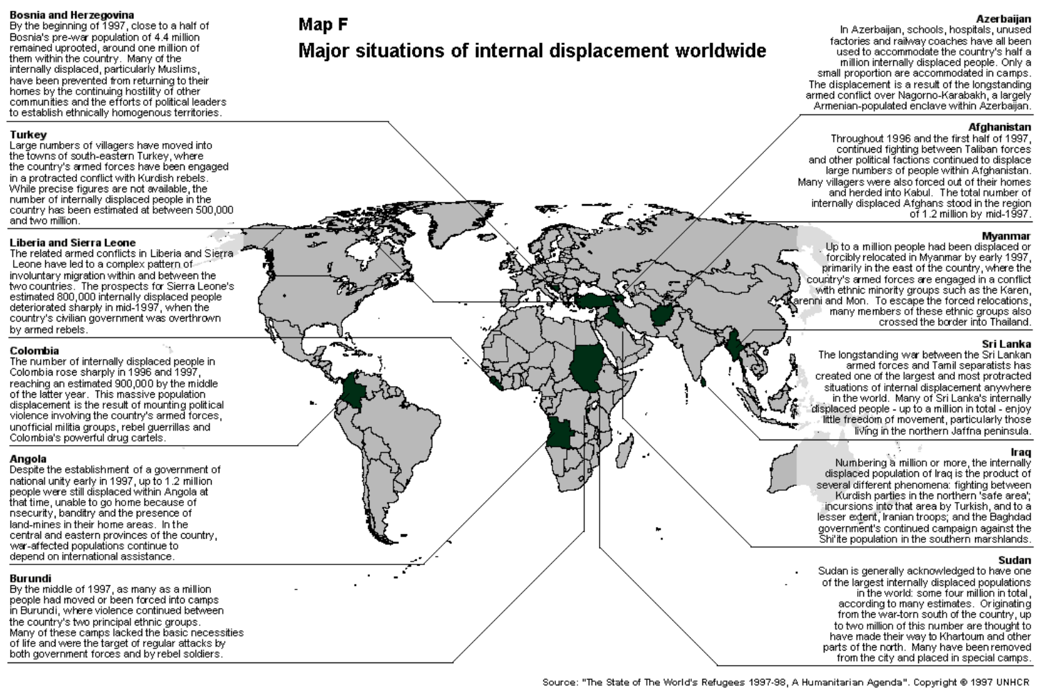# Map F

## Major situations of internal displacement worldwide

**Bosnia and Herzegovina**
By the beginning of 1997, close to a half of Bosnia's pre-war population of 4.4 million remained uprooted, around one million of them within the country. Many of the internally displaced, particularly Muslims, have been prevented from returning to their homes by the continuing hostility of other communities and the efforts of political leaders to establish ethnically homogenous territories.

**Turkey**
Large numbers of villagers have moved into the towns of south-eastern Turkey, where the country's armed forces have been engaged in a protracted conflict with Kurdish rebels. While precise figures are not available, the number of internally displaced people in the country has been estimated at between 500,000 and two million.

**Liberia and Sierra Leone**
The related armed conflicts in Liberia and Sierra Leone have led to a complex pattern of involuntary migration within and between the two countries. The prospects for Sierra Leone's estimated 800,000 internally displaced people deteriorated sharply in mid-1997, when the country's civilian government was overthrown by armed rebels.

**Colombia**
The number of internally displaced people in Colombia rose sharply in 1996 and 1997, reaching an estimated 900,000 by the middle of the latter year. This massive population displacement is the result of mounting political violence involving the country's armed forces, unofficial militia groups, rebel guerrillas and Colombia's powerful drug cartels.

**Angola**
Despite the establishment of a government of national unity early in 1997, up to 1.2 million people were still displaced within Angola at that time, unable to go home because of nsecurity, banditry and the presence of land-mines in their home areas. In the central and eastern provinces of the country, war-affected populations continue to depend on international assistance.

**Burundi**
By the middle of 1997, as many as a million people had moved or been forced into camps in Burundi, where violence continued between the country's two principal ethnic groups. Many of these camps lacked the basic necessities of life and were the target of regular attacks by both government forces and by rebel soldiers.

**Azerbaijan**
In Azerbaijan, schools, hospitals, unused factories and railway coaches have all been used to accommodate the country's half a million internally displaced people. Only a small proportion are accommodated in camps. The displacement is a result of the longstanding armed conflict over Nagorno-Karabakh, a largely Armenian-populated enclave within Azerbaijan.

**Afghanistan**
Throughout 1996 and the first half of 1997, continued fighting between Taliban forces and other political factions continued to displace large numbers of people within Afghanistan. Many villagers were also forced out of their homes and herded into Kabul. The total number of internally displaced Afghans stood in the region of 1.2 million by mid-1997.

**Myanmar**
Up to a million people had been displaced or forcibly relocated in Myanmar by early 1997, primarily in the east of the country, where the country's armed forces are engaged in a conflict with ethnic minority groups such as the Karen, Karenni and Mon. To escape the forced relocations, many members of these ethnic groups also crossed the border into Thailand.

**Sri Lanka**
The longstanding war between the Sri Lankan armed forces and Tamil separatists has created one of the largest and most protracted situations of internal displacement anywhere in the world. Many of Sri Lanka's internally displaced people - up to a million in total - enjoy little freedom of movement, particularly those living in the northern Jaffna peninsula.

**Iraq**
Numbering a million or more, the internally displaced population of Iraq is the product of several different phenomena: fighting between Kurdish parties in the northern 'safe area'; incursions into that area by Turkish, and to a lesser extent, Iranian troops; and the Baghdad government's continued campaign against the Shi'ite population in the southern marshlands.

**Sudan**
Sudan is generally acknowledged to have one of the largest internally displaced populations in the world: some four million in total, according to many estimates. Originating from the war-torn south of the country, up to two million of this number are thought to have made their way to Khartoum and other parts of the north. Many have been removed from the city and placed in special camps.

Source: "The State of The World's Refugees 1997-98, A Humanitarian Agenda". Copyright © 1997 UNHCR